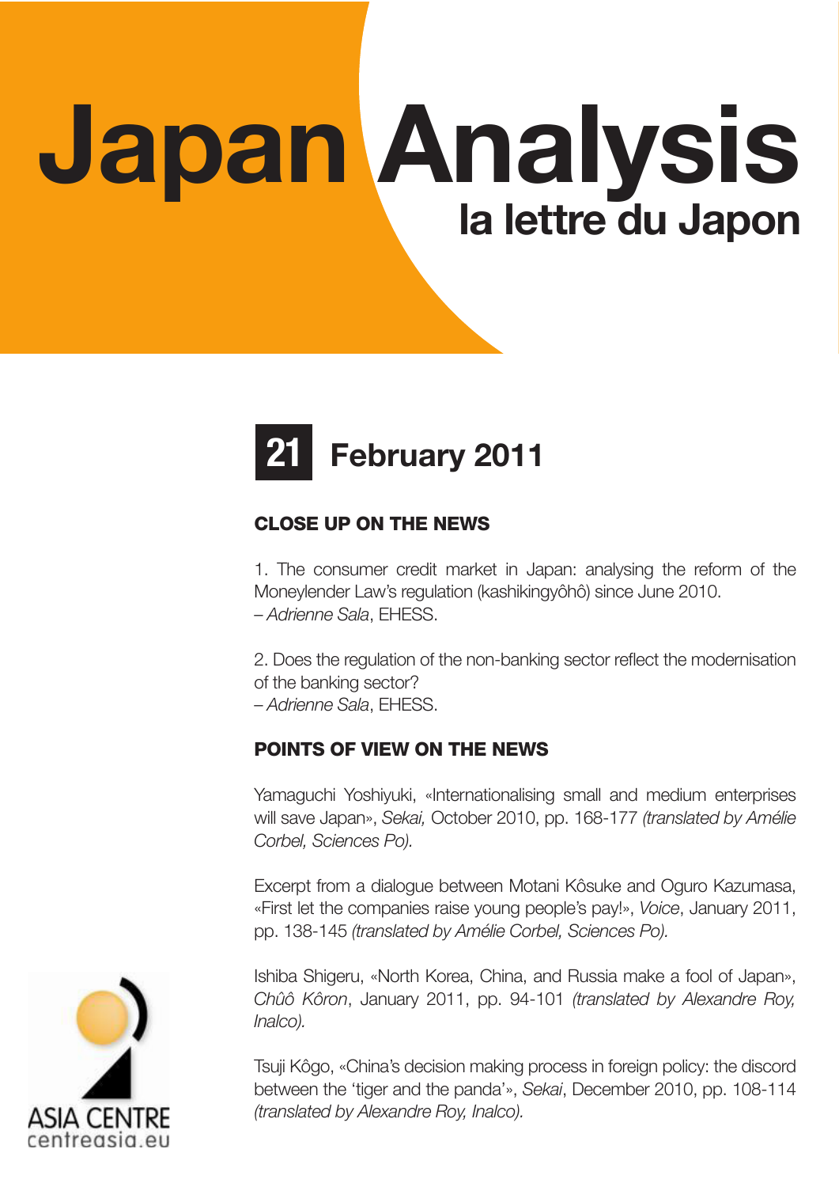# Japan Analysis

## la lettre du Japon

**21** February 2011

### CLOSE UP ON THE NEWS

1. The consumer credit market in Japan: analysing the reform of the Moneylender Law's regulation (kashikingyôhô) since June 2010.
– *Adrienne Sala*, EHESS.

2. Does the regulation of the non-banking sector reflect the modernisation of the banking sector?
– *Adrienne Sala*, EHESS.

### POINTS OF VIEW ON THE NEWS

Yamaguchi Yoshiyuki, «Internationalising small and medium enterprises will save Japan», *Sekai,* October 2010, pp. 168-177 *(translated by Amélie Corbel, Sciences Po).*

Excerpt from a dialogue between Motani Kôsuke and Oguro Kazumasa, «First let the companies raise young people's pay!», *Voice*, January 2011, pp. 138-145 *(translated by Amélie Corbel, Sciences Po).*

Ishiba Shigeru, «North Korea, China, and Russia make a fool of Japan», *Chûô Kôron*, January 2011, pp. 94-101 *(translated by Alexandre Roy, Inalco).*

Tsuji Kôgo, «China's decision making process in foreign policy: the discord between the 'tiger and the panda'», *Sekai*, December 2010, pp. 108-114 *(translated by Alexandre Roy, Inalco).*

ASIA CENTRE
centreasia.eu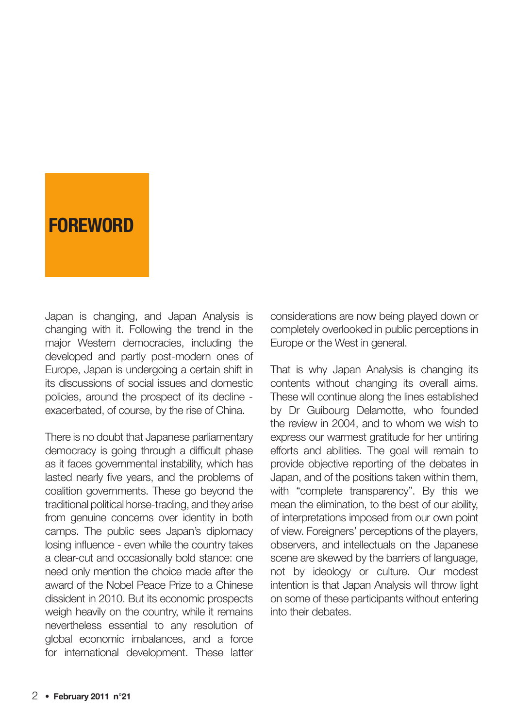# FOREWORD

Japan is changing, and Japan Analysis is changing with it. Following the trend in the major Western democracies, including the developed and partly post-modern ones of Europe, Japan is undergoing a certain shift in its discussions of social issues and domestic policies, around the prospect of its decline - exacerbated, of course, by the rise of China.

There is no doubt that Japanese parliamentary democracy is going through a difficult phase as it faces governmental instability, which has lasted nearly five years, and the problems of coalition governments. These go beyond the traditional political horse-trading, and they arise from genuine concerns over identity in both camps. The public sees Japan's diplomacy losing influence - even while the country takes a clear-cut and occasionally bold stance: one need only mention the choice made after the award of the Nobel Peace Prize to a Chinese dissident in 2010. But its economic prospects weigh heavily on the country, while it remains nevertheless essential to any resolution of global economic imbalances, and a force for international development. These latter considerations are now being played down or completely overlooked in public perceptions in Europe or the West in general.

That is why Japan Analysis is changing its contents without changing its overall aims. These will continue along the lines established by Dr Guibourg Delamotte, who founded the review in 2004, and to whom we wish to express our warmest gratitude for her untiring efforts and abilities. The goal will remain to provide objective reporting of the debates in Japan, and of the positions taken within them, with "complete transparency". By this we mean the elimination, to the best of our ability, of interpretations imposed from our own point of view. Foreigners' perceptions of the players, observers, and intellectuals on the Japanese scene are skewed by the barriers of language, not by ideology or culture. Our modest intention is that Japan Analysis will throw light on some of these participants without entering into their debates.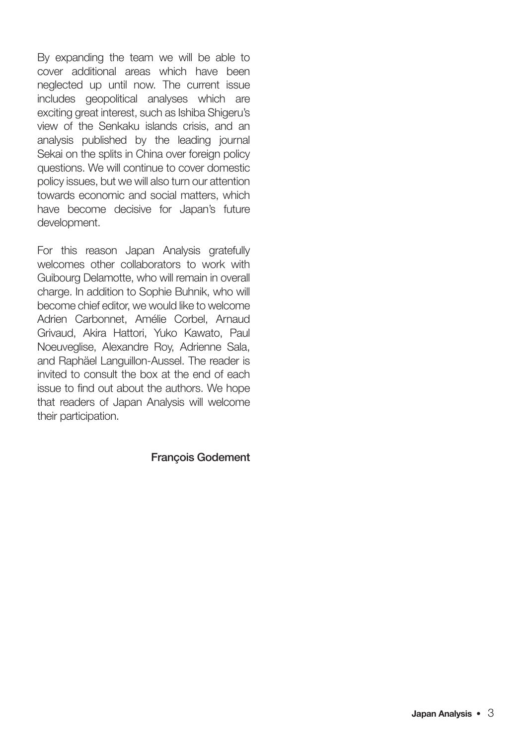By expanding the team we will be able to cover additional areas which have been neglected up until now. The current issue includes geopolitical analyses which are exciting great interest, such as Ishiba Shigeru's view of the Senkaku islands crisis, and an analysis published by the leading journal Sekai on the splits in China over foreign policy questions. We will continue to cover domestic policy issues, but we will also turn our attention towards economic and social matters, which have become decisive for Japan's future development.

For this reason Japan Analysis gratefully welcomes other collaborators to work with Guibourg Delamotte, who will remain in overall charge. In addition to Sophie Buhnik, who will become chief editor, we would like to welcome Adrien Carbonnet, Amélie Corbel, Arnaud Grivaud, Akira Hattori, Yuko Kawato, Paul Noeuveglise, Alexandre Roy, Adrienne Sala, and Raphäel Languillon-Aussel. The reader is invited to consult the box at the end of each issue to find out about the authors. We hope that readers of Japan Analysis will welcome their participation.

**François Godement**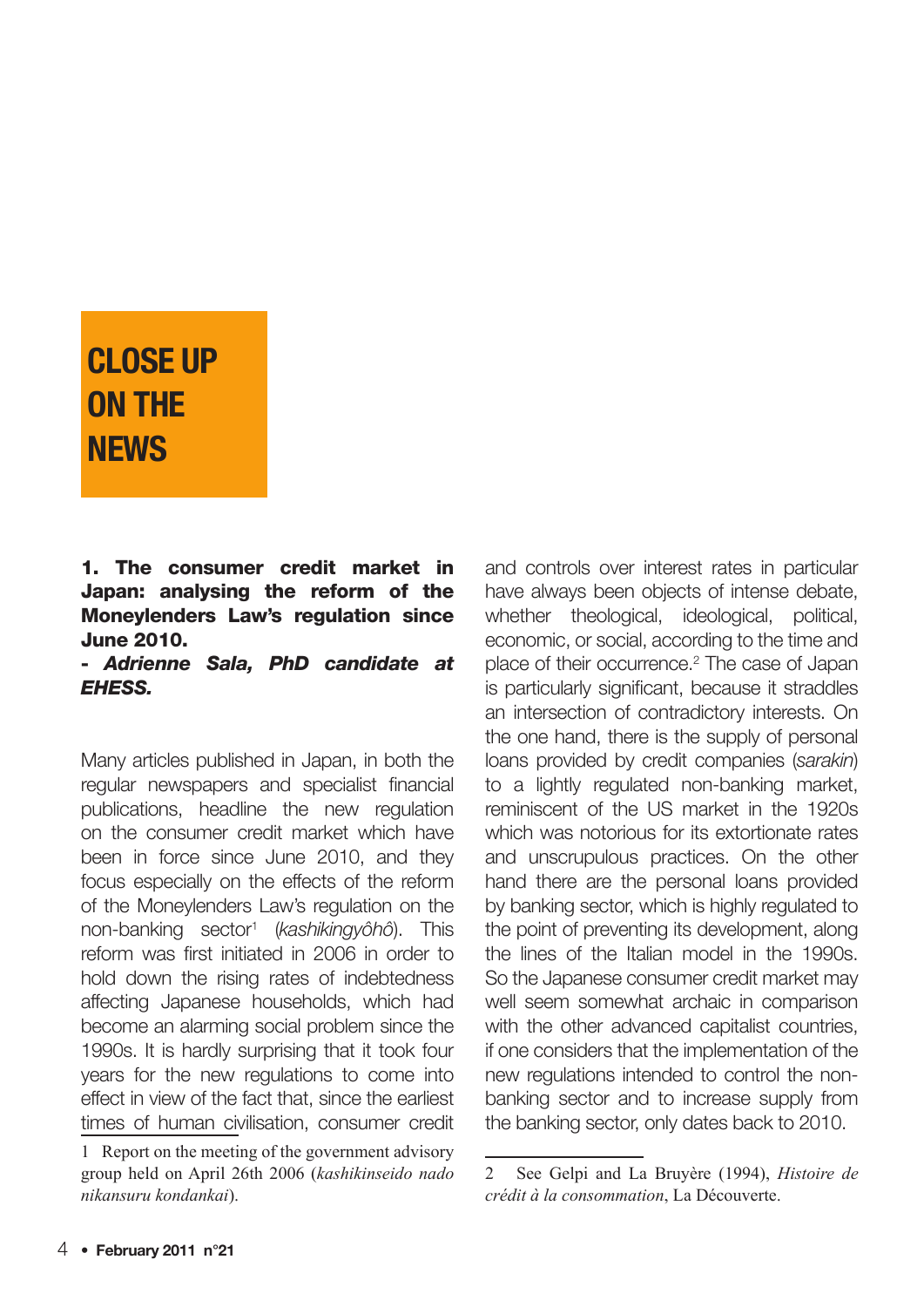# CLOSE UP ON THE NEWS

## 1. The consumer credit market in Japan: analysing the reform of the Moneylenders Law's regulation since June 2010.

***- Adrienne Sala, PhD candidate at EHESS.***

Many articles published in Japan, in both the regular newspapers and specialist financial publications, headline the new regulation on the consumer credit market which have been in force since June 2010, and they focus especially on the effects of the reform of the Moneylenders Law's regulation on the non-banking sector[1] (*kashikingyôhô*). This reform was first initiated in 2006 in order to hold down the rising rates of indebtedness affecting Japanese households, which had become an alarming social problem since the 1990s. It is hardly surprising that it took four years for the new regulations to come into effect in view of the fact that, since the earliest times of human civilisation, consumer credit and controls over interest rates in particular have always been objects of intense debate, whether theological, ideological, political, economic, or social, according to the time and place of their occurrence.[2] The case of Japan is particularly significant, because it straddles an intersection of contradictory interests. On the one hand, there is the supply of personal loans provided by credit companies (*sarakin*) to a lightly regulated non-banking market, reminiscent of the US market in the 1920s which was notorious for its extortionate rates and unscrupulous practices. On the other hand there are the personal loans provided by banking sector, which is highly regulated to the point of preventing its development, along the lines of the Italian model in the 1990s. So the Japanese consumer credit market may well seem somewhat archaic in comparison with the other advanced capitalist countries, if one considers that the implementation of the new regulations intended to control the non-banking sector and to increase supply from the banking sector, only dates back to 2010.

---

1 Report on the meeting of the government advisory group held on April 26th 2006 (*kashikinseido nado nikansuru kondankai*).

2 See Gelpi and La Bruyère (1994), *Histoire de crédit à la consommation*, La Découverte.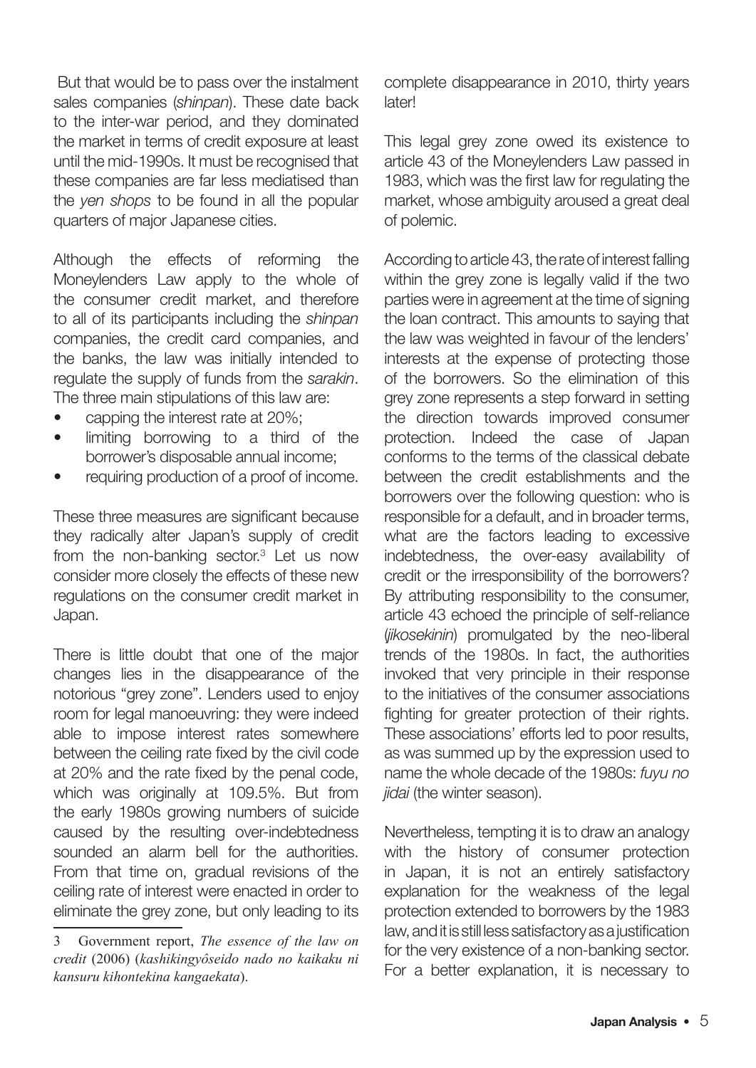But that would be to pass over the instalment sales companies (*shinpan*). These date back to the inter-war period, and they dominated the market in terms of credit exposure at least until the mid-1990s. It must be recognised that these companies are far less mediatised than the *yen shops* to be found in all the popular quarters of major Japanese cities.

Although the effects of reforming the Moneylenders Law apply to the whole of the consumer credit market, and therefore to all of its participants including the *shinpan* companies, the credit card companies, and the banks, the law was initially intended to regulate the supply of funds from the *sarakin*. The three main stipulations of this law are:

- capping the interest rate at 20%;
- limiting borrowing to a third of the borrower's disposable annual income;
- requiring production of a proof of income.

These three measures are significant because they radically alter Japan's supply of credit from the non-banking sector.[3] Let us now consider more closely the effects of these new regulations on the consumer credit market in Japan.

There is little doubt that one of the major changes lies in the disappearance of the notorious "grey zone". Lenders used to enjoy room for legal manoeuvring: they were indeed able to impose interest rates somewhere between the ceiling rate fixed by the civil code at 20% and the rate fixed by the penal code, which was originally at 109.5%. But from the early 1980s growing numbers of suicide caused by the resulting over-indebtedness sounded an alarm bell for the authorities. From that time on, gradual revisions of the ceiling rate of interest were enacted in order to eliminate the grey zone, but only leading to its complete disappearance in 2010, thirty years later!

This legal grey zone owed its existence to article 43 of the Moneylenders Law passed in 1983, which was the first law for regulating the market, whose ambiguity aroused a great deal of polemic.

According to article 43, the rate of interest falling within the grey zone is legally valid if the two parties were in agreement at the time of signing the loan contract. This amounts to saying that the law was weighted in favour of the lenders' interests at the expense of protecting those of the borrowers. So the elimination of this grey zone represents a step forward in setting the direction towards improved consumer protection. Indeed the case of Japan conforms to the terms of the classical debate between the credit establishments and the borrowers over the following question: who is responsible for a default, and in broader terms, what are the factors leading to excessive indebtedness, the over-easy availability of credit or the irresponsibility of the borrowers? By attributing responsibility to the consumer, article 43 echoed the principle of self-reliance (*jikosekinin*) promulgated by the neo-liberal trends of the 1980s. In fact, the authorities invoked that very principle in their response to the initiatives of the consumer associations fighting for greater protection of their rights. These associations' efforts led to poor results, as was summed up by the expression used to name the whole decade of the 1980s: *fuyu no jidai* (the winter season).

Nevertheless, tempting it is to draw an analogy with the history of consumer protection in Japan, it is not an entirely satisfactory explanation for the weakness of the legal protection extended to borrowers by the 1983 law, and it is still less satisfactory as a justification for the very existence of a non-banking sector. For a better explanation, it is necessary to

---

3 Government report, *The essence of the law on credit* (2006) (*kashikingyôseido nado no kaikaku ni kansuru kihontekina kangaekata*).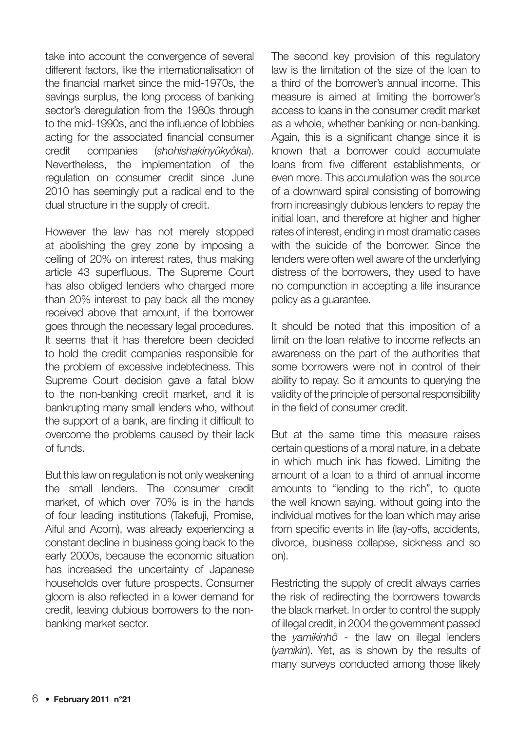take into account the convergence of several different factors, like the internationalisation of the financial market since the mid-1970s, the savings surplus, the long process of banking sector's deregulation from the 1980s through to the mid-1990s, and the influence of lobbies acting for the associated financial consumer credit companies (*shohishakinyûkyôkai*). Nevertheless, the implementation of the regulation on consumer credit since June 2010 has seemingly put a radical end to the dual structure in the supply of credit.

However the law has not merely stopped at abolishing the grey zone by imposing a ceiling of 20% on interest rates, thus making article 43 superfluous. The Supreme Court has also obliged lenders who charged more than 20% interest to pay back all the money received above that amount, if the borrower goes through the necessary legal procedures. It seems that it has therefore been decided to hold the credit companies responsible for the problem of excessive indebtedness. This Supreme Court decision gave a fatal blow to the non-banking credit market, and it is bankrupting many small lenders who, without the support of a bank, are finding it difficult to overcome the problems caused by their lack of funds.

But this law on regulation is not only weakening the small lenders. The consumer credit market, of which over 70% is in the hands of four leading institutions (Takefuji, Promise, Aiful and Acom), was already experiencing a constant decline in business going back to the early 2000s, because the economic situation has increased the uncertainty of Japanese households over future prospects. Consumer gloom is also reflected in a lower demand for credit, leaving dubious borrowers to the non-banking market sector.

The second key provision of this regulatory law is the limitation of the size of the loan to a third of the borrower's annual income. This measure is aimed at limiting the borrower's access to loans in the consumer credit market as a whole, whether banking or non-banking. Again, this is a significant change since it is known that a borrower could accumulate loans from five different establishments, or even more. This accumulation was the source of a downward spiral consisting of borrowing from increasingly dubious lenders to repay the initial loan, and therefore at higher and higher rates of interest, ending in most dramatic cases with the suicide of the borrower. Since the lenders were often well aware of the underlying distress of the borrowers, they used to have no compunction in accepting a life insurance policy as a guarantee.

It should be noted that this imposition of a limit on the loan relative to income reflects an awareness on the part of the authorities that some borrowers were not in control of their ability to repay. So it amounts to querying the validity of the principle of personal responsibility in the field of consumer credit.

But at the same time this measure raises certain questions of a moral nature, in a debate in which much ink has flowed. Limiting the amount of a loan to a third of annual income amounts to "lending to the rich", to quote the well known saying, without going into the individual motives for the loan which may arise from specific events in life (lay-offs, accidents, divorce, business collapse, sickness and so on).

Restricting the supply of credit always carries the risk of redirecting the borrowers towards the black market. In order to control the supply of illegal credit, in 2004 the government passed the *yamikinhô* - the law on illegal lenders (*yamikin*). Yet, as is shown by the results of many surveys conducted among those likely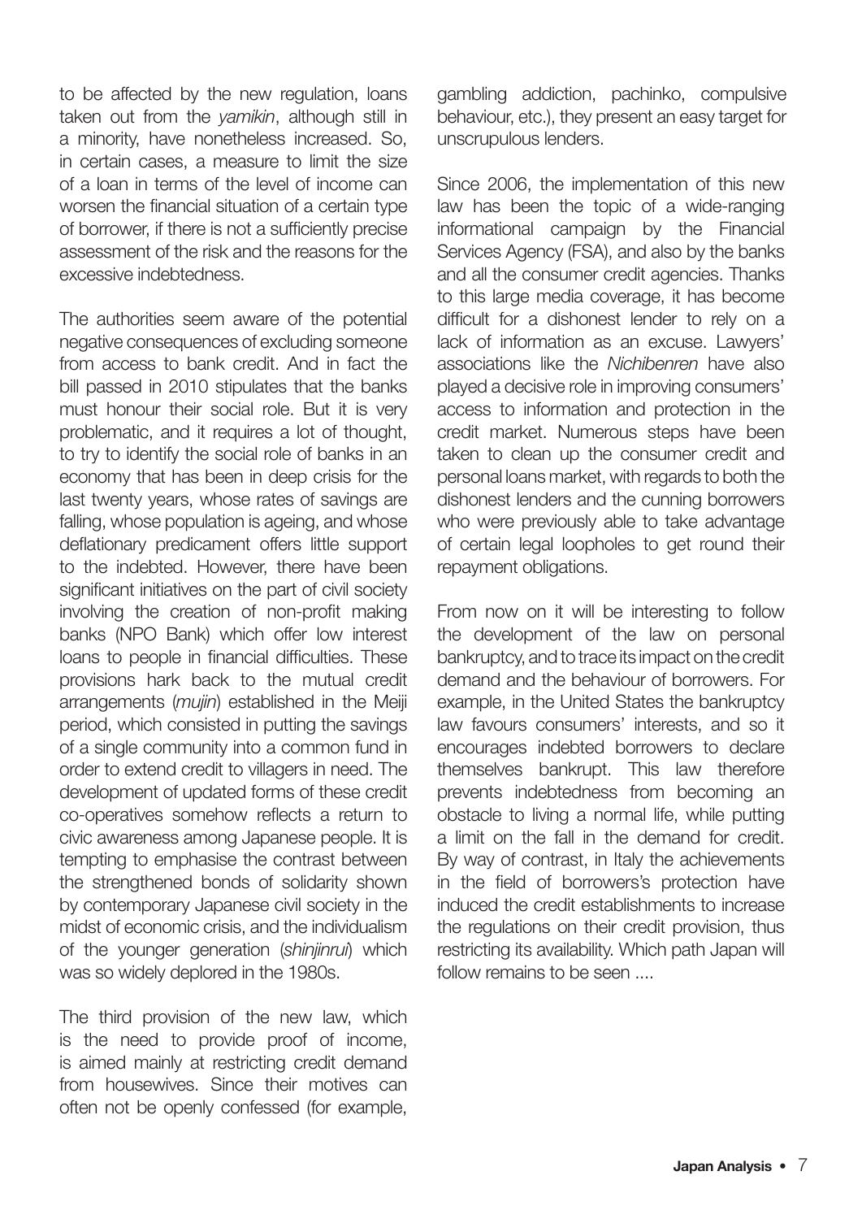to be affected by the new regulation, loans taken out from the *yamikin*, although still in a minority, have nonetheless increased. So, in certain cases, a measure to limit the size of a loan in terms of the level of income can worsen the financial situation of a certain type of borrower, if there is not a sufficiently precise assessment of the risk and the reasons for the excessive indebtedness.

The authorities seem aware of the potential negative consequences of excluding someone from access to bank credit. And in fact the bill passed in 2010 stipulates that the banks must honour their social role. But it is very problematic, and it requires a lot of thought, to try to identify the social role of banks in an economy that has been in deep crisis for the last twenty years, whose rates of savings are falling, whose population is ageing, and whose deflationary predicament offers little support to the indebted. However, there have been significant initiatives on the part of civil society involving the creation of non-profit making banks (NPO Bank) which offer low interest loans to people in financial difficulties. These provisions hark back to the mutual credit arrangements (*mujin*) established in the Meiji period, which consisted in putting the savings of a single community into a common fund in order to extend credit to villagers in need. The development of updated forms of these credit co-operatives somehow reflects a return to civic awareness among Japanese people. It is tempting to emphasise the contrast between the strengthened bonds of solidarity shown by contemporary Japanese civil society in the midst of economic crisis, and the individualism of the younger generation (*shinjinrui*) which was so widely deplored in the 1980s.

The third provision of the new law, which is the need to provide proof of income, is aimed mainly at restricting credit demand from housewives. Since their motives can often not be openly confessed (for example, gambling addiction, pachinko, compulsive behaviour, etc.), they present an easy target for unscrupulous lenders.

Since 2006, the implementation of this new law has been the topic of a wide-ranging informational campaign by the Financial Services Agency (FSA), and also by the banks and all the consumer credit agencies. Thanks to this large media coverage, it has become difficult for a dishonest lender to rely on a lack of information as an excuse. Lawyers' associations like the *Nichibenren* have also played a decisive role in improving consumers' access to information and protection in the credit market. Numerous steps have been taken to clean up the consumer credit and personal loans market, with regards to both the dishonest lenders and the cunning borrowers who were previously able to take advantage of certain legal loopholes to get round their repayment obligations.

From now on it will be interesting to follow the development of the law on personal bankruptcy, and to trace its impact on the credit demand and the behaviour of borrowers. For example, in the United States the bankruptcy law favours consumers' interests, and so it encourages indebted borrowers to declare themselves bankrupt. This law therefore prevents indebtedness from becoming an obstacle to living a normal life, while putting a limit on the fall in the demand for credit. By way of contrast, in Italy the achievements in the field of borrowers's protection have induced the credit establishments to increase the regulations on their credit provision, thus restricting its availability. Which path Japan will follow remains to be seen ....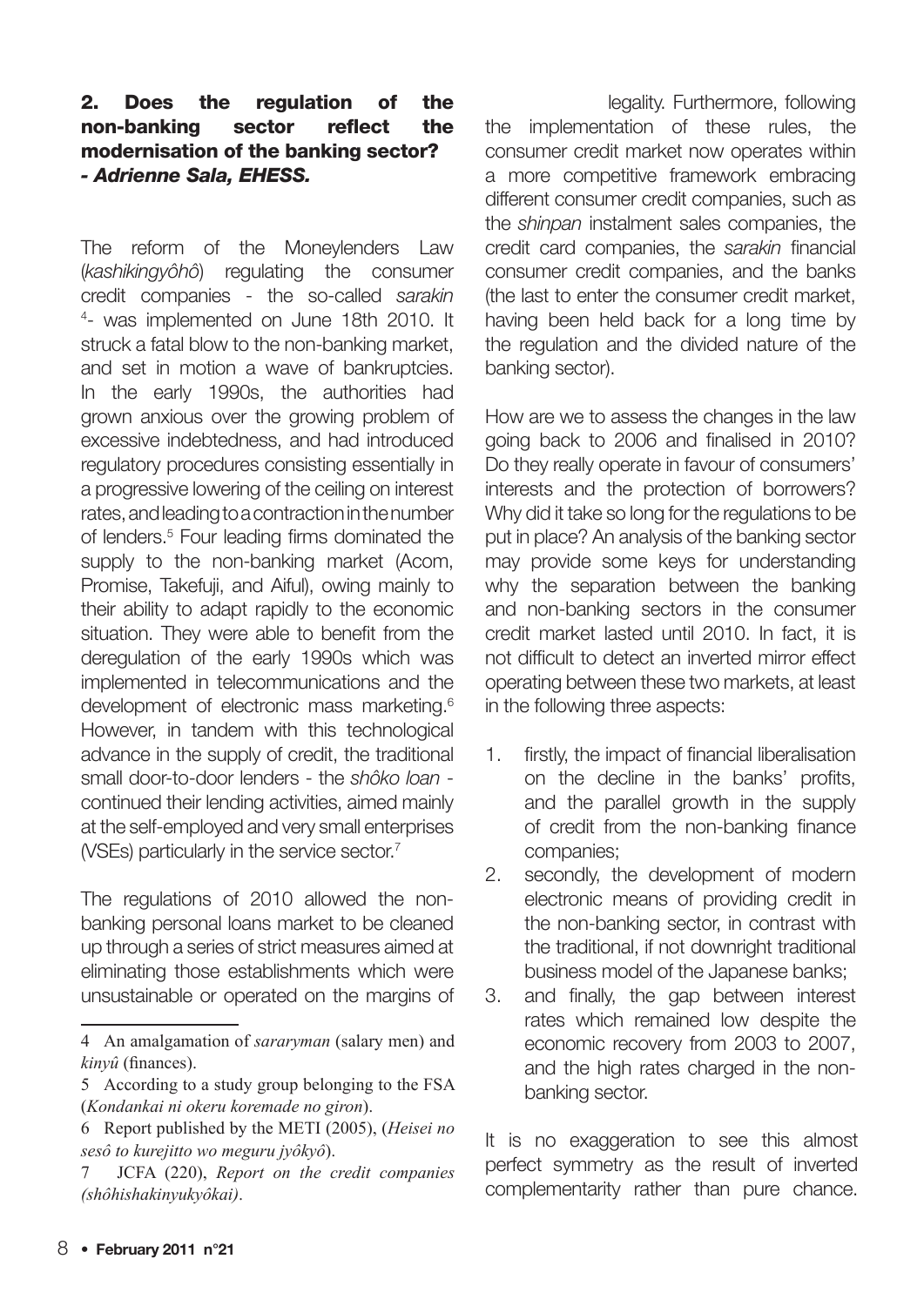## 2. Does the regulation of the non-banking sector reflect the modernisation of the banking sector? - *Adrienne Sala, EHESS.*

The reform of the Moneylenders Law (*kashikingyôhô*) regulating the consumer credit companies - the so-called *sarakin* [4]- was implemented on June 18th 2010. It struck a fatal blow to the non-banking market, and set in motion a wave of bankruptcies. In the early 1990s, the authorities had grown anxious over the growing problem of excessive indebtedness, and had introduced regulatory procedures consisting essentially in a progressive lowering of the ceiling on interest rates, and leading to a contraction in the number of lenders.[5] Four leading firms dominated the supply to the non-banking market (Acom, Promise, Takefuji, and Aiful), owing mainly to their ability to adapt rapidly to the economic situation. They were able to benefit from the deregulation of the early 1990s which was implemented in telecommunications and the development of electronic mass marketing.[6] However, in tandem with this technological advance in the supply of credit, the traditional small door-to-door lenders - the *shôko loan* - continued their lending activities, aimed mainly at the self-employed and very small enterprises (VSEs) particularly in the service sector.[7]

The regulations of 2010 allowed the non-banking personal loans market to be cleaned up through a series of strict measures aimed at eliminating those establishments which were unsustainable or operated on the margins of legality. Furthermore, following the implementation of these rules, the consumer credit market now operates within a more competitive framework embracing different consumer credit companies, such as the *shinpan* instalment sales companies, the credit card companies, the *sarakin* financial consumer credit companies, and the banks (the last to enter the consumer credit market, having been held back for a long time by the regulation and the divided nature of the banking sector).

How are we to assess the changes in the law going back to 2006 and finalised in 2010? Do they really operate in favour of consumers' interests and the protection of borrowers? Why did it take so long for the regulations to be put in place? An analysis of the banking sector may provide some keys for understanding why the separation between the banking and non-banking sectors in the consumer credit market lasted until 2010. In fact, it is not difficult to detect an inverted mirror effect operating between these two markets, at least in the following three aspects:

1. firstly, the impact of financial liberalisation on the decline in the banks' profits, and the parallel growth in the supply of credit from the non-banking finance companies;
2. secondly, the development of modern electronic means of providing credit in the non-banking sector, in contrast with the traditional, if not downright traditional business model of the Japanese banks;
3. and finally, the gap between interest rates which remained low despite the economic recovery from 2003 to 2007, and the high rates charged in the non-banking sector.

It is no exaggeration to see this almost perfect symmetry as the result of inverted complementarity rather than pure chance.

---

4 An amalgamation of *sararyman* (salary men) and *kinyû* (finances).

5 According to a study group belonging to the FSA (*Kondankai ni okeru koremade no giron*).

6 Report published by the METI (2005), (*Heisei no sesô to kurejitto wo meguru jyôkyô*).

7 JCFA (220), *Report on the credit companies (shôhishakinyukyôkai)*.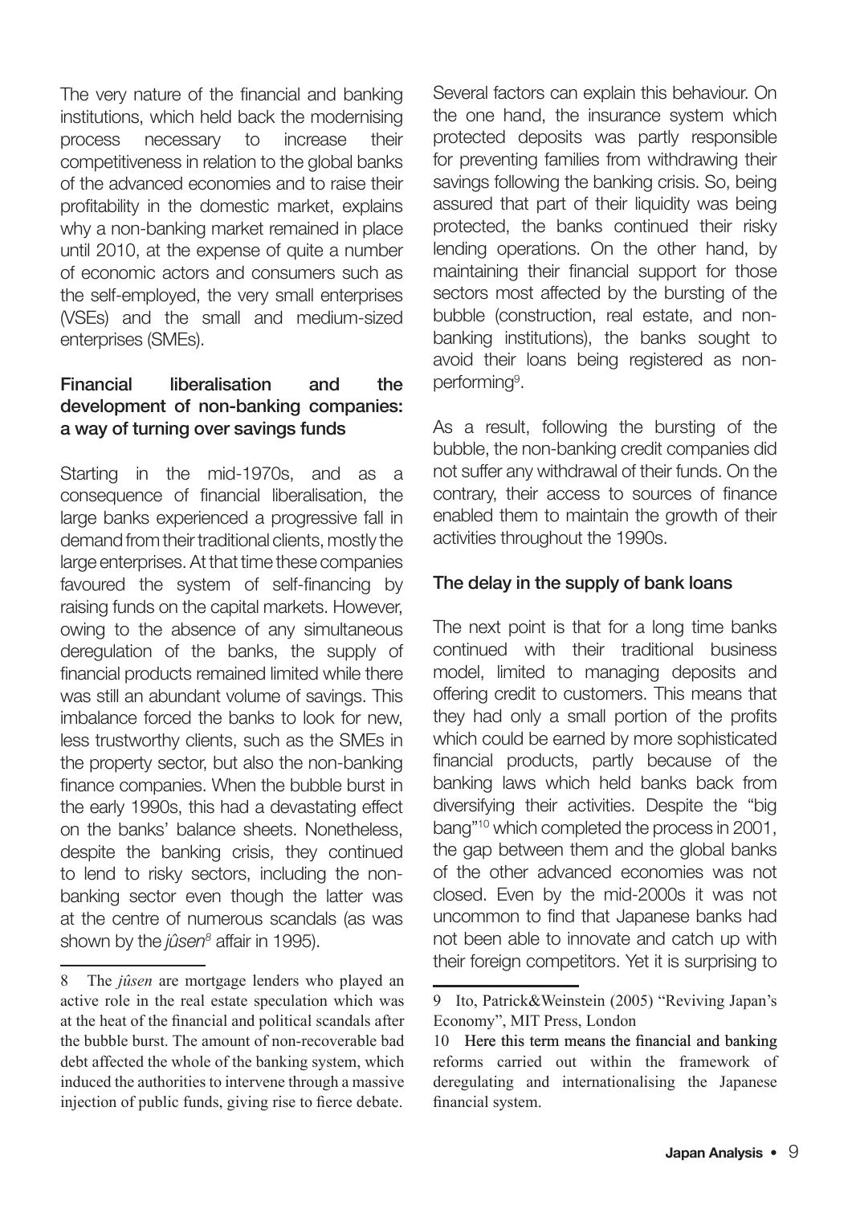The very nature of the financial and banking institutions, which held back the modernising process necessary to increase their competitiveness in relation to the global banks of the advanced economies and to raise their profitability in the domestic market, explains why a non-banking market remained in place until 2010, at the expense of quite a number of economic actors and consumers such as the self-employed, the very small enterprises (VSEs) and the small and medium-sized enterprises (SMEs).

### Financial liberalisation and the development of non-banking companies: a way of turning over savings funds

Starting in the mid-1970s, and as a consequence of financial liberalisation, the large banks experienced a progressive fall in demand from their traditional clients, mostly the large enterprises. At that time these companies favoured the system of self-financing by raising funds on the capital markets. However, owing to the absence of any simultaneous deregulation of the banks, the supply of financial products remained limited while there was still an abundant volume of savings. This imbalance forced the banks to look for new, less trustworthy clients, such as the SMEs in the property sector, but also the non-banking finance companies. When the bubble burst in the early 1990s, this had a devastating effect on the banks' balance sheets. Nonetheless, despite the banking crisis, they continued to lend to risky sectors, including the non-banking sector even though the latter was at the centre of numerous scandals (as was shown by the *jûsen*[8] affair in 1995).

Several factors can explain this behaviour. On the one hand, the insurance system which protected deposits was partly responsible for preventing families from withdrawing their savings following the banking crisis. So, being assured that part of their liquidity was being protected, the banks continued their risky lending operations. On the other hand, by maintaining their financial support for those sectors most affected by the bursting of the bubble (construction, real estate, and non-banking institutions), the banks sought to avoid their loans being registered as non-performing[9].

As a result, following the bursting of the bubble, the non-banking credit companies did not suffer any withdrawal of their funds. On the contrary, their access to sources of finance enabled them to maintain the growth of their activities throughout the 1990s.

### The delay in the supply of bank loans

The next point is that for a long time banks continued with their traditional business model, limited to managing deposits and offering credit to customers. This means that they had only a small portion of the profits which could be earned by more sophisticated financial products, partly because of the banking laws which held banks back from diversifying their activities. Despite the "big bang"[10] which completed the process in 2001, the gap between them and the global banks of the other advanced economies was not closed. Even by the mid-2000s it was not uncommon to find that Japanese banks had not been able to innovate and catch up with their foreign competitors. Yet it is surprising to

---

8 The *jûsen* are mortgage lenders who played an active role in the real estate speculation which was at the heat of the financial and political scandals after the bubble burst. The amount of non-recoverable bad debt affected the whole of the banking system, which induced the authorities to intervene through a massive injection of public funds, giving rise to fierce debate.

9 Ito, Patrick&Weinstein (2005) "Reviving Japan's Economy", MIT Press, London

10 Here this term means the financial and banking reforms carried out within the framework of deregulating and internationalising the Japanese financial system.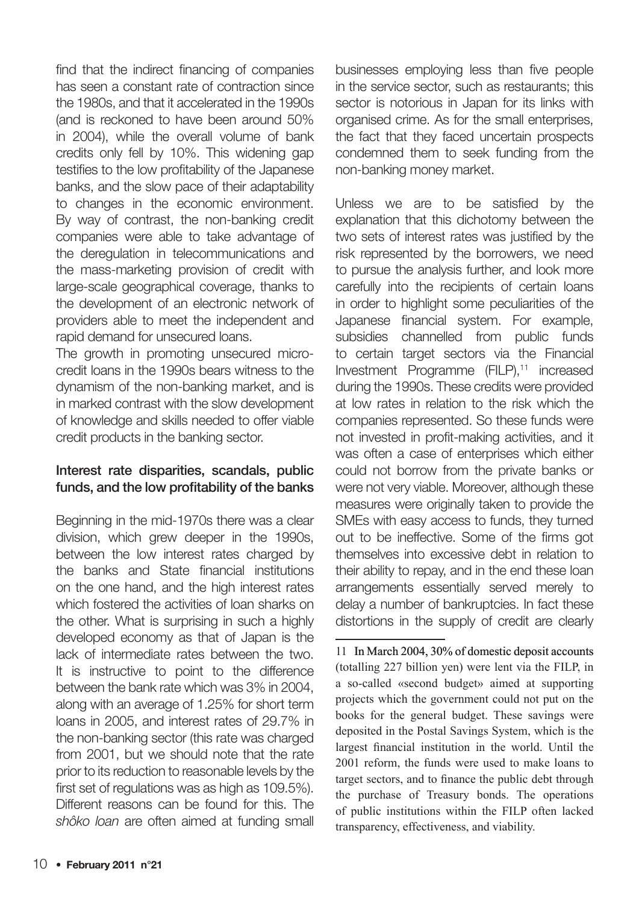find that the indirect financing of companies has seen a constant rate of contraction since the 1980s, and that it accelerated in the 1990s (and is reckoned to have been around 50% in 2004), while the overall volume of bank credits only fell by 10%. This widening gap testifies to the low profitability of the Japanese banks, and the slow pace of their adaptability to changes in the economic environment. By way of contrast, the non-banking credit companies were able to take advantage of the deregulation in telecommunications and the mass-marketing provision of credit with large-scale geographical coverage, thanks to the development of an electronic network of providers able to meet the independent and rapid demand for unsecured loans.

The growth in promoting unsecured micro-credit loans in the 1990s bears witness to the dynamism of the non-banking market, and is in marked contrast with the slow development of knowledge and skills needed to offer viable credit products in the banking sector.

### Interest rate disparities, scandals, public funds, and the low profitability of the banks

Beginning in the mid-1970s there was a clear division, which grew deeper in the 1990s, between the low interest rates charged by the banks and State financial institutions on the one hand, and the high interest rates which fostered the activities of loan sharks on the other. What is surprising in such a highly developed economy as that of Japan is the lack of intermediate rates between the two. It is instructive to point to the difference between the bank rate which was 3% in 2004, along with an average of 1.25% for short term loans in 2005, and interest rates of 29.7% in the non-banking sector (this rate was charged from 2001, but we should note that the rate prior to its reduction to reasonable levels by the first set of regulations was as high as 109.5%). Different reasons can be found for this. The *shôko loan* are often aimed at funding small businesses employing less than five people in the service sector, such as restaurants; this sector is notorious in Japan for its links with organised crime. As for the small enterprises, the fact that they faced uncertain prospects condemned them to seek funding from the non-banking money market.

Unless we are to be satisfied by the explanation that this dichotomy between the two sets of interest rates was justified by the risk represented by the borrowers, we need to pursue the analysis further, and look more carefully into the recipients of certain loans in order to highlight some peculiarities of the Japanese financial system. For example, subsidies channelled from public funds to certain target sectors via the Financial Investment Programme (FILP),[11] increased during the 1990s. These credits were provided at low rates in relation to the risk which the companies represented. So these funds were not invested in profit-making activities, and it was often a case of enterprises which either could not borrow from the private banks or were not very viable. Moreover, although these measures were originally taken to provide the SMEs with easy access to funds, they turned out to be ineffective. Some of the firms got themselves into excessive debt in relation to their ability to repay, and in the end these loan arrangements essentially served merely to delay a number of bankruptcies. In fact these distortions in the supply of credit are clearly

---

11 In March 2004, 30% of domestic deposit accounts (totalling 227 billion yen) were lent via the FILP, in a so-called «second budget» aimed at supporting projects which the government could not put on the books for the general budget. These savings were deposited in the Postal Savings System, which is the largest financial institution in the world. Until the 2001 reform, the funds were used to make loans to target sectors, and to finance the public debt through the purchase of Treasury bonds. The operations of public institutions within the FILP often lacked transparency, effectiveness, and viability.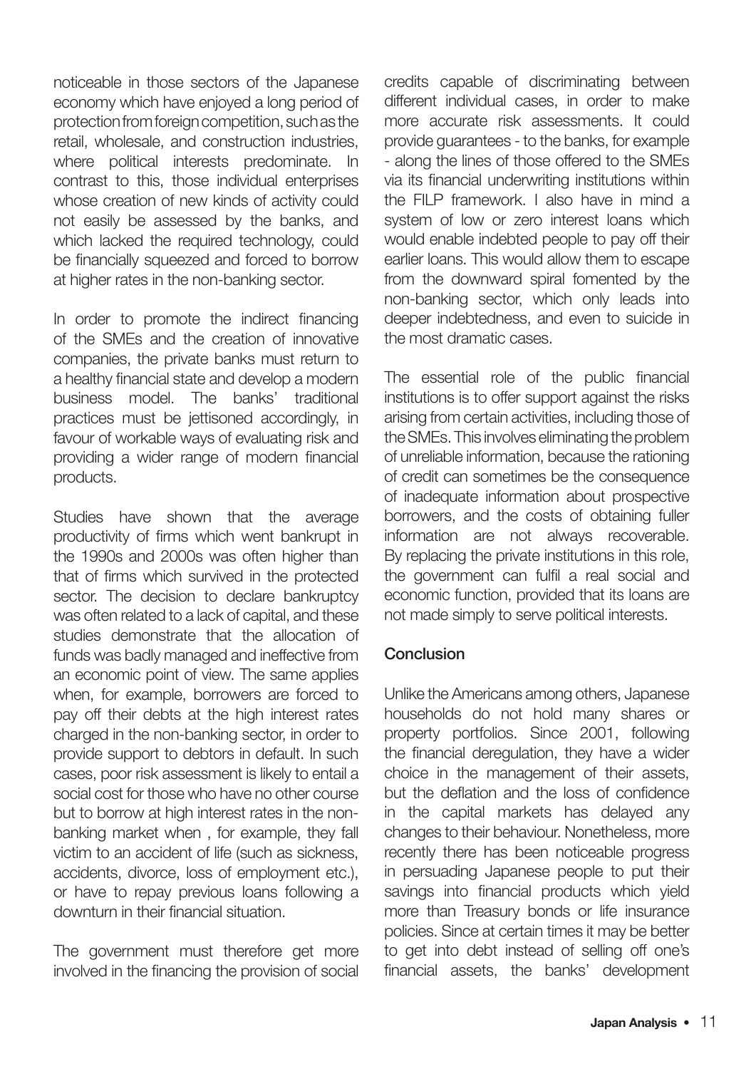noticeable in those sectors of the Japanese economy which have enjoyed a long period of protection from foreign competition, such as the retail, wholesale, and construction industries, where political interests predominate. In contrast to this, those individual enterprises whose creation of new kinds of activity could not easily be assessed by the banks, and which lacked the required technology, could be financially squeezed and forced to borrow at higher rates in the non-banking sector.

In order to promote the indirect financing of the SMEs and the creation of innovative companies, the private banks must return to a healthy financial state and develop a modern business model. The banks' traditional practices must be jettisoned accordingly, in favour of workable ways of evaluating risk and providing a wider range of modern financial products.

Studies have shown that the average productivity of firms which went bankrupt in the 1990s and 2000s was often higher than that of firms which survived in the protected sector. The decision to declare bankruptcy was often related to a lack of capital, and these studies demonstrate that the allocation of funds was badly managed and ineffective from an economic point of view. The same applies when, for example, borrowers are forced to pay off their debts at the high interest rates charged in the non-banking sector, in order to provide support to debtors in default. In such cases, poor risk assessment is likely to entail a social cost for those who have no other course but to borrow at high interest rates in the non-banking market when , for example, they fall victim to an accident of life (such as sickness, accidents, divorce, loss of employment etc.), or have to repay previous loans following a downturn in their financial situation.

The government must therefore get more involved in the financing the provision of social credits capable of discriminating between different individual cases, in order to make more accurate risk assessments. It could provide guarantees - to the banks, for example - along the lines of those offered to the SMEs via its financial underwriting institutions within the FILP framework. I also have in mind a system of low or zero interest loans which would enable indebted people to pay off their earlier loans. This would allow them to escape from the downward spiral fomented by the non-banking sector, which only leads into deeper indebtedness, and even to suicide in the most dramatic cases.

The essential role of the public financial institutions is to offer support against the risks arising from certain activities, including those of the SMEs. This involves eliminating the problem of unreliable information, because the rationing of credit can sometimes be the consequence of inadequate information about prospective borrowers, and the costs of obtaining fuller information are not always recoverable. By replacing the private institutions in this role, the government can fulfil a real social and economic function, provided that its loans are not made simply to serve political interests.

## Conclusion

Unlike the Americans among others, Japanese households do not hold many shares or property portfolios. Since 2001, following the financial deregulation, they have a wider choice in the management of their assets, but the deflation and the loss of confidence in the capital markets has delayed any changes to their behaviour. Nonetheless, more recently there has been noticeable progress in persuading Japanese people to put their savings into financial products which yield more than Treasury bonds or life insurance policies. Since at certain times it may be better to get into debt instead of selling off one's financial assets, the banks' development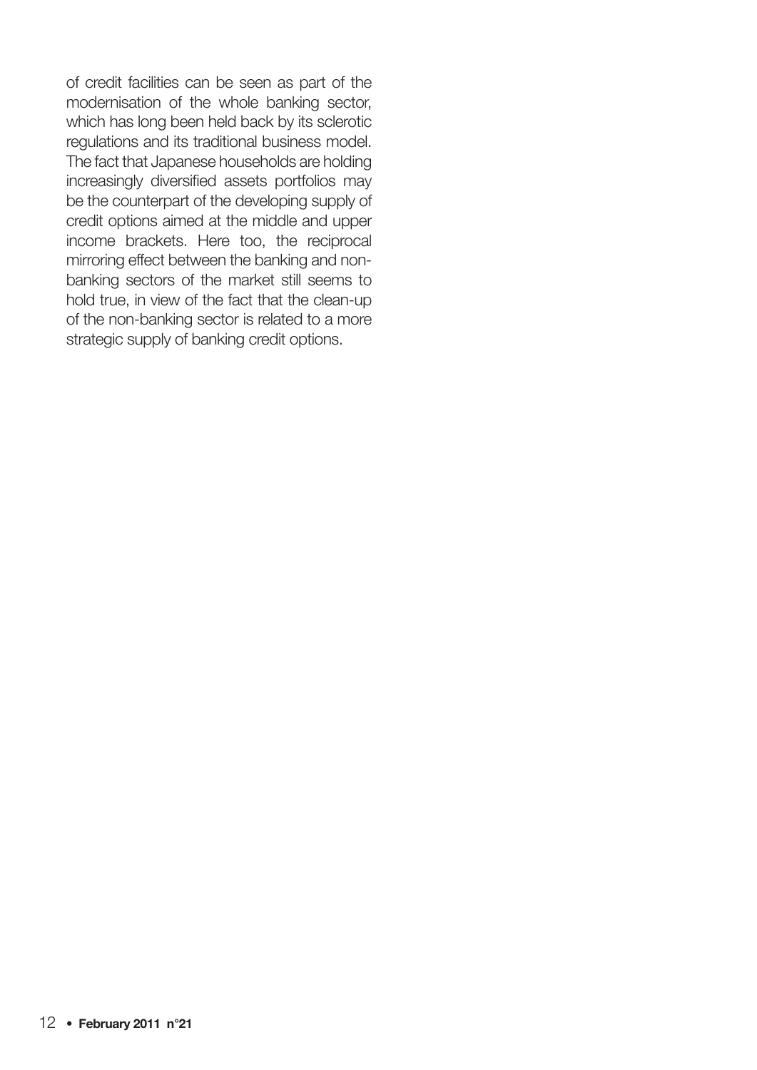of credit facilities can be seen as part of the modernisation of the whole banking sector, which has long been held back by its sclerotic regulations and its traditional business model. The fact that Japanese households are holding increasingly diversified assets portfolios may be the counterpart of the developing supply of credit options aimed at the middle and upper income brackets. Here too, the reciprocal mirroring effect between the banking and non-banking sectors of the market still seems to hold true, in view of the fact that the clean-up of the non-banking sector is related to a more strategic supply of banking credit options.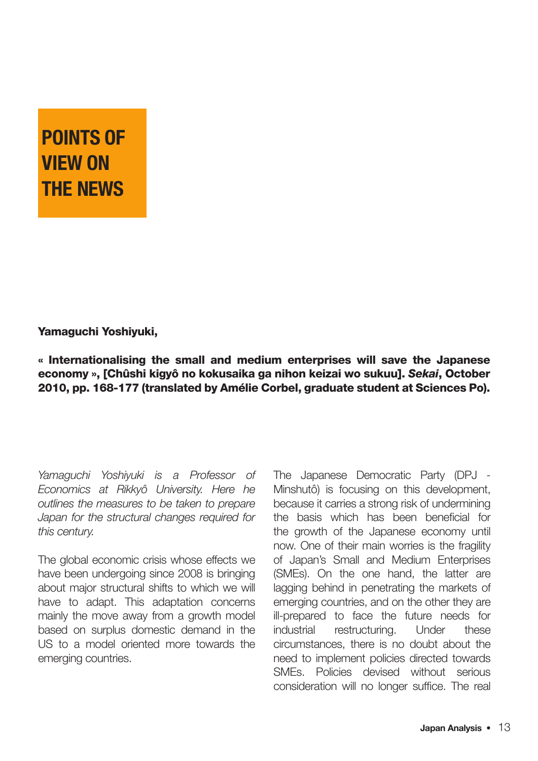# POINTS OF VIEW ON THE NEWS

**Yamaguchi Yoshiyuki,**

**« Internationalising the small and medium enterprises will save the Japanese economy », [Chûshi kigyô no kokusaika ga nihon keizai wo sukuu]. *Sekai*, October 2010, pp. 168-177 (translated by Amélie Corbel, graduate student at Sciences Po).**

*Yamaguchi Yoshiyuki is a Professor of Economics at Rikkyô University. Here he outlines the measures to be taken to prepare Japan for the structural changes required for this century.*

The global economic crisis whose effects we have been undergoing since 2008 is bringing about major structural shifts to which we will have to adapt. This adaptation concerns mainly the move away from a growth model based on surplus domestic demand in the US to a model oriented more towards the emerging countries.

The Japanese Democratic Party (DPJ - Minshutô) is focusing on this development, because it carries a strong risk of undermining the basis which has been beneficial for the growth of the Japanese economy until now. One of their main worries is the fragility of Japan's Small and Medium Enterprises (SMEs). On the one hand, the latter are lagging behind in penetrating the markets of emerging countries, and on the other they are ill-prepared to face the future needs for industrial restructuring. Under these circumstances, there is no doubt about the need to implement policies directed towards SMEs. Policies devised without serious consideration will no longer suffice. The real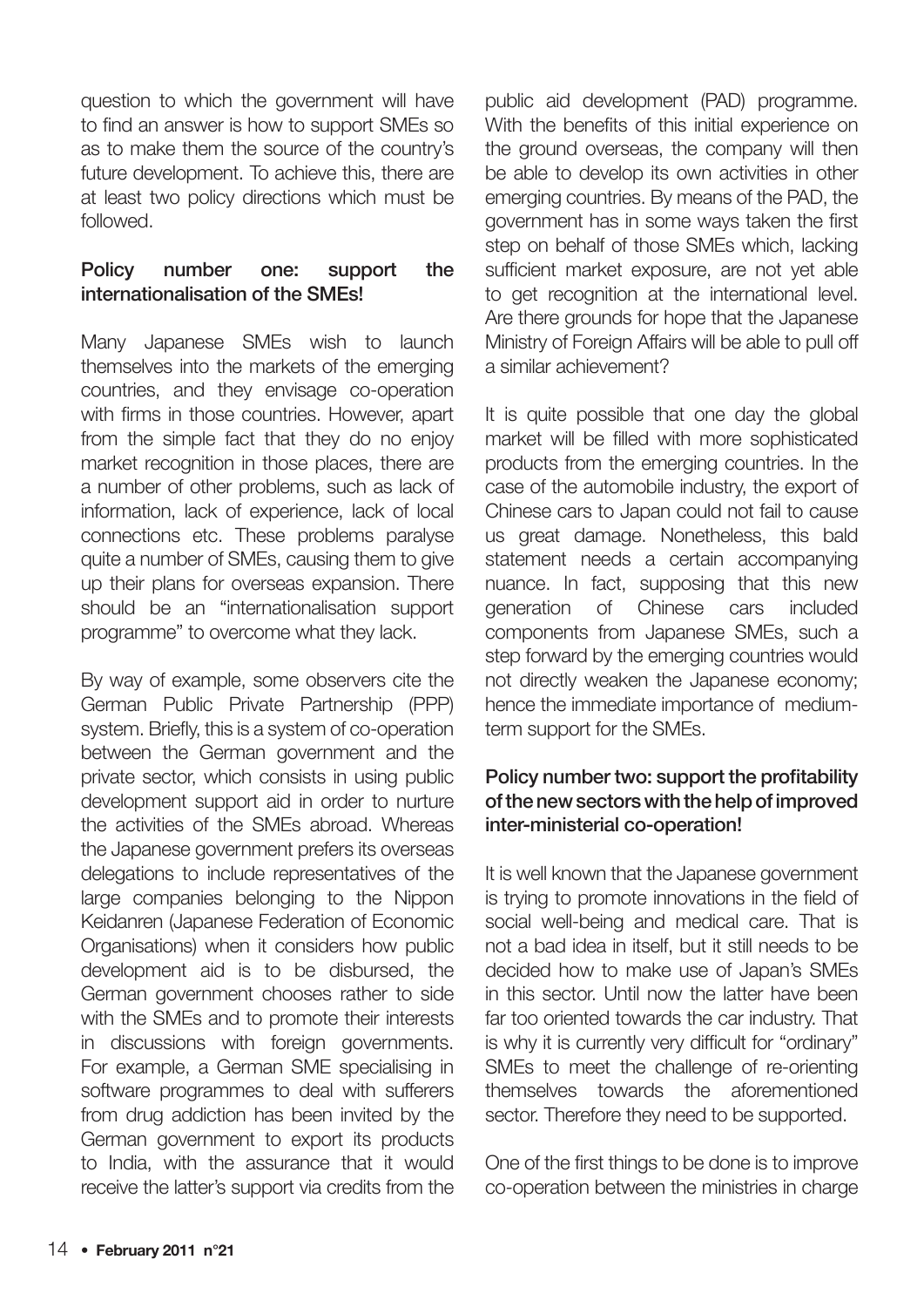question to which the government will have to find an answer is how to support SMEs so as to make them the source of the country's future development. To achieve this, there are at least two policy directions which must be followed.

### Policy number one: support the internationalisation of the SMEs!

Many Japanese SMEs wish to launch themselves into the markets of the emerging countries, and they envisage co-operation with firms in those countries. However, apart from the simple fact that they do no enjoy market recognition in those places, there are a number of other problems, such as lack of information, lack of experience, lack of local connections etc. These problems paralyse quite a number of SMEs, causing them to give up their plans for overseas expansion. There should be an "internationalisation support programme" to overcome what they lack.

By way of example, some observers cite the German Public Private Partnership (PPP) system. Briefly, this is a system of co-operation between the German government and the private sector, which consists in using public development support aid in order to nurture the activities of the SMEs abroad. Whereas the Japanese government prefers its overseas delegations to include representatives of the large companies belonging to the Nippon Keidanren (Japanese Federation of Economic Organisations) when it considers how public development aid is to be disbursed, the German government chooses rather to side with the SMEs and to promote their interests in discussions with foreign governments. For example, a German SME specialising in software programmes to deal with sufferers from drug addiction has been invited by the German government to export its products to India, with the assurance that it would receive the latter's support via credits from the public aid development (PAD) programme. With the benefits of this initial experience on the ground overseas, the company will then be able to develop its own activities in other emerging countries. By means of the PAD, the government has in some ways taken the first step on behalf of those SMEs which, lacking sufficient market exposure, are not yet able to get recognition at the international level. Are there grounds for hope that the Japanese Ministry of Foreign Affairs will be able to pull off a similar achievement?

It is quite possible that one day the global market will be filled with more sophisticated products from the emerging countries. In the case of the automobile industry, the export of Chinese cars to Japan could not fail to cause us great damage. Nonetheless, this bald statement needs a certain accompanying nuance. In fact, supposing that this new generation of Chinese cars included components from Japanese SMEs, such a step forward by the emerging countries would not directly weaken the Japanese economy; hence the immediate importance of medium-term support for the SMEs.

### Policy number two: support the profitability of the new sectors with the help of improved inter-ministerial co-operation!

It is well known that the Japanese government is trying to promote innovations in the field of social well-being and medical care. That is not a bad idea in itself, but it still needs to be decided how to make use of Japan's SMEs in this sector. Until now the latter have been far too oriented towards the car industry. That is why it is currently very difficult for "ordinary" SMEs to meet the challenge of re-orienting themselves towards the aforementioned sector. Therefore they need to be supported.

One of the first things to be done is to improve co-operation between the ministries in charge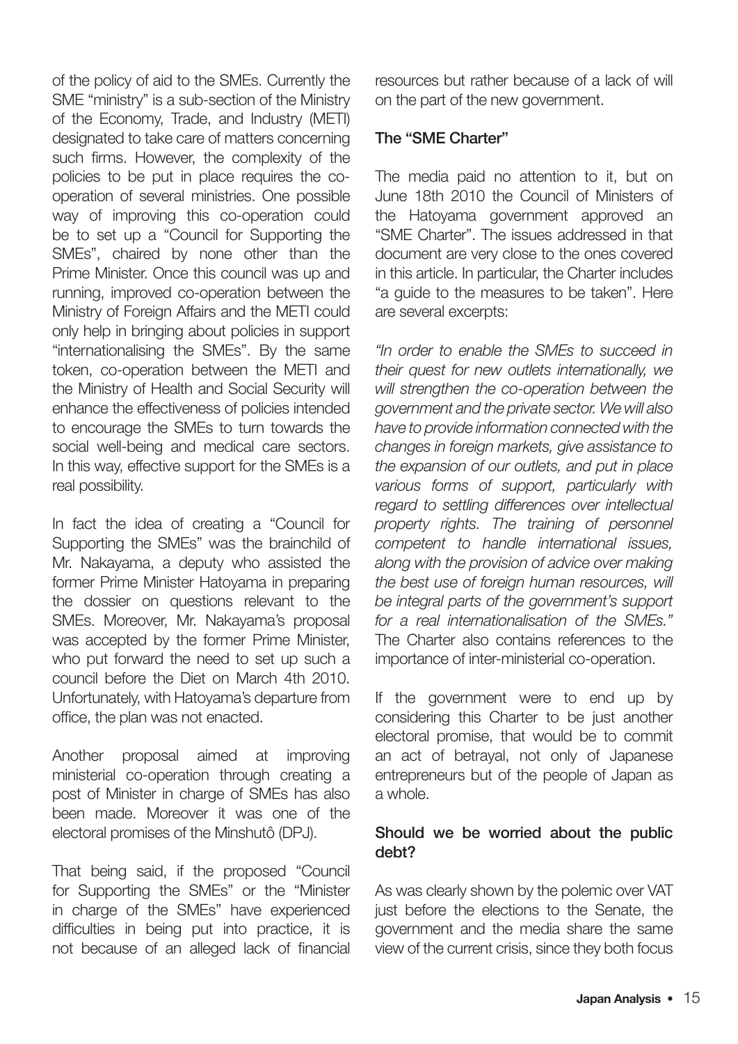of the policy of aid to the SMEs. Currently the SME "ministry" is a sub-section of the Ministry of the Economy, Trade, and Industry (METI) designated to take care of matters concerning such firms. However, the complexity of the policies to be put in place requires the co-operation of several ministries. One possible way of improving this co-operation could be to set up a "Council for Supporting the SMEs", chaired by none other than the Prime Minister. Once this council was up and running, improved co-operation between the Ministry of Foreign Affairs and the METI could only help in bringing about policies in support "internationalising the SMEs". By the same token, co-operation between the METI and the Ministry of Health and Social Security will enhance the effectiveness of policies intended to encourage the SMEs to turn towards the social well-being and medical care sectors. In this way, effective support for the SMEs is a real possibility.

In fact the idea of creating a "Council for Supporting the SMEs" was the brainchild of Mr. Nakayama, a deputy who assisted the former Prime Minister Hatoyama in preparing the dossier on questions relevant to the SMEs. Moreover, Mr. Nakayama's proposal was accepted by the former Prime Minister, who put forward the need to set up such a council before the Diet on March 4th 2010. Unfortunately, with Hatoyama's departure from office, the plan was not enacted.

Another proposal aimed at improving ministerial co-operation through creating a post of Minister in charge of SMEs has also been made. Moreover it was one of the electoral promises of the Minshutô (DPJ).

That being said, if the proposed "Council for Supporting the SMEs" or the "Minister in charge of the SMEs" have experienced difficulties in being put into practice, it is not because of an alleged lack of financial resources but rather because of a lack of will on the part of the new government.

### The "SME Charter"

The media paid no attention to it, but on June 18th 2010 the Council of Ministers of the Hatoyama government approved an "SME Charter". The issues addressed in that document are very close to the ones covered in this article. In particular, the Charter includes "a guide to the measures to be taken". Here are several excerpts:

*"In order to enable the SMEs to succeed in their quest for new outlets internationally, we will strengthen the co-operation between the government and the private sector. We will also have to provide information connected with the changes in foreign markets, give assistance to the expansion of our outlets, and put in place various forms of support, particularly with regard to settling differences over intellectual property rights. The training of personnel competent to handle international issues, along with the provision of advice over making the best use of foreign human resources, will be integral parts of the government's support for a real internationalisation of the SMEs."* The Charter also contains references to the importance of inter-ministerial co-operation.

If the government were to end up by considering this Charter to be just another electoral promise, that would be to commit an act of betrayal, not only of Japanese entrepreneurs but of the people of Japan as a whole.

### Should we be worried about the public debt?

As was clearly shown by the polemic over VAT just before the elections to the Senate, the government and the media share the same view of the current crisis, since they both focus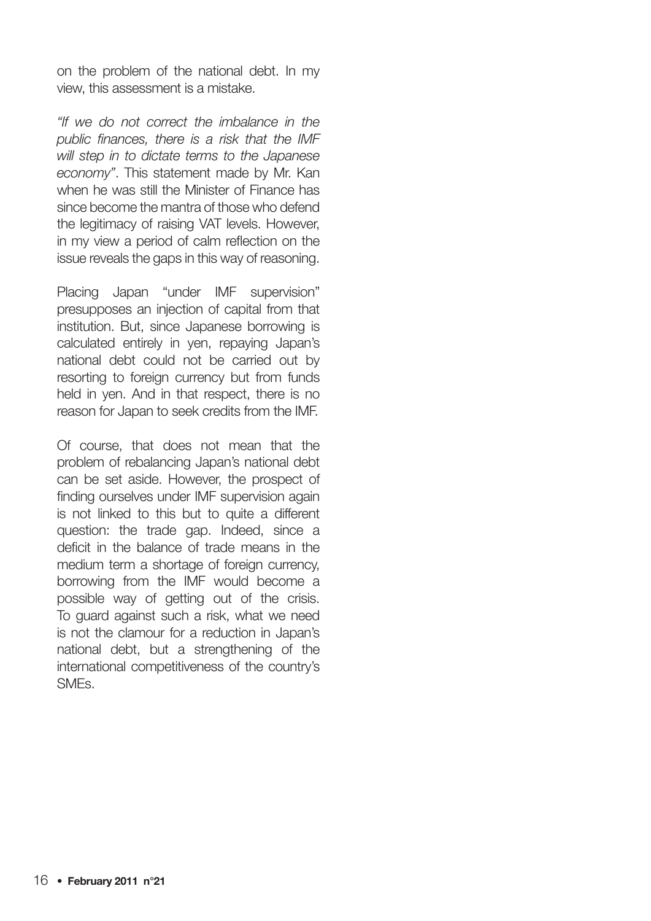on the problem of the national debt. In my view, this assessment is a mistake.

*"If we do not correct the imbalance in the public finances, there is a risk that the IMF will step in to dictate terms to the Japanese economy"*. This statement made by Mr. Kan when he was still the Minister of Finance has since become the mantra of those who defend the legitimacy of raising VAT levels. However, in my view a period of calm reflection on the issue reveals the gaps in this way of reasoning.

Placing Japan "under IMF supervision" presupposes an injection of capital from that institution. But, since Japanese borrowing is calculated entirely in yen, repaying Japan's national debt could not be carried out by resorting to foreign currency but from funds held in yen. And in that respect, there is no reason for Japan to seek credits from the IMF.

Of course, that does not mean that the problem of rebalancing Japan's national debt can be set aside. However, the prospect of finding ourselves under IMF supervision again is not linked to this but to quite a different question: the trade gap. Indeed, since a deficit in the balance of trade means in the medium term a shortage of foreign currency, borrowing from the IMF would become a possible way of getting out of the crisis. To guard against such a risk, what we need is not the clamour for a reduction in Japan's national debt, but a strengthening of the international competitiveness of the country's SMEs.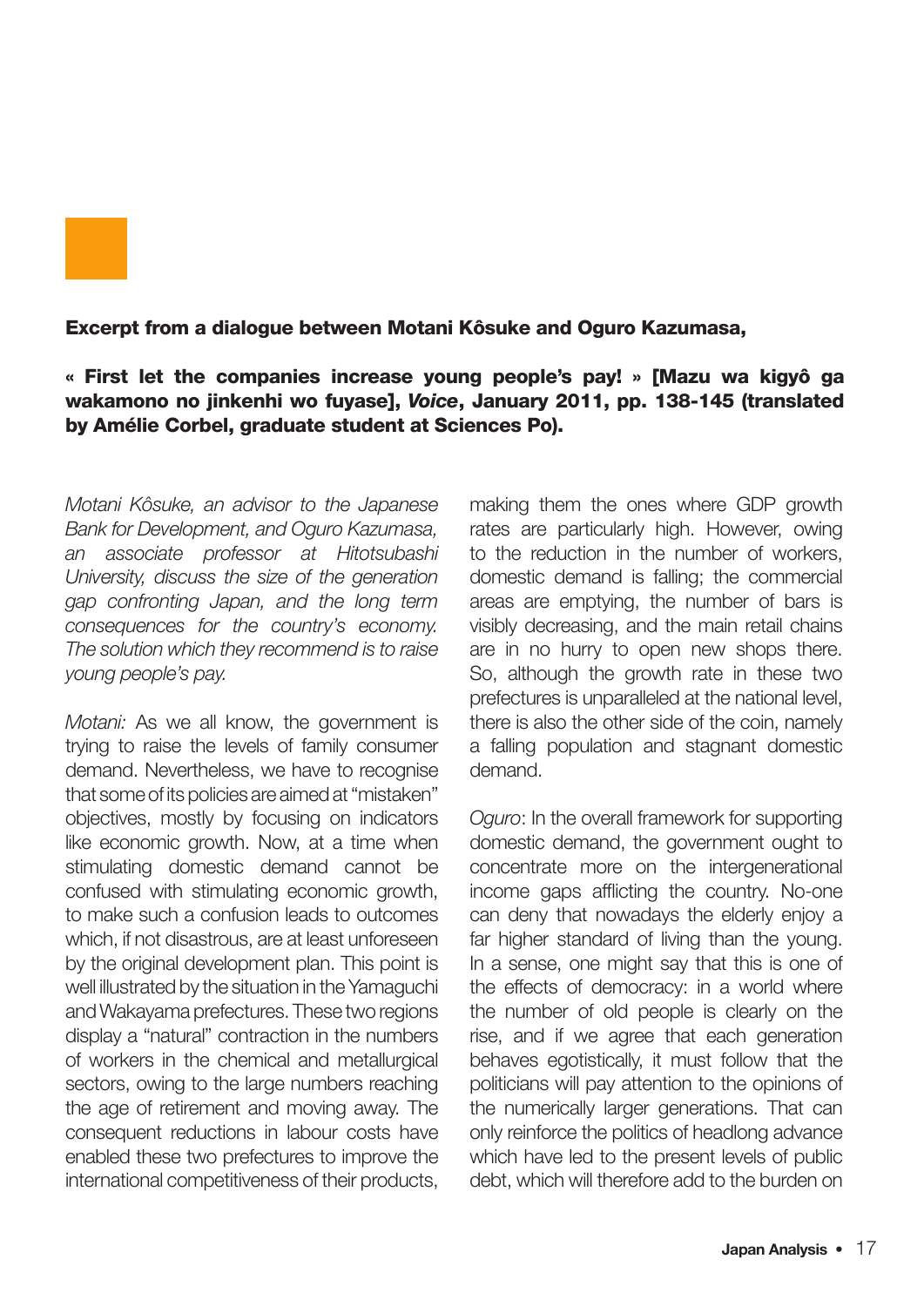**Excerpt from a dialogue between Motani Kôsuke and Oguro Kazumasa,**

**« First let the companies increase young people's pay! » [Mazu wa kigyô ga wakamono no jinkenhi wo fuyase], *Voice*, January 2011, pp. 138-145 (translated by Amélie Corbel, graduate student at Sciences Po).**

*Motani Kôsuke, an advisor to the Japanese Bank for Development, and Oguro Kazumasa, an associate professor at Hitotsubashi University, discuss the size of the generation gap confronting Japan, and the long term consequences for the country's economy. The solution which they recommend is to raise young people's pay.*

*Motani:* As we all know, the government is trying to raise the levels of family consumer demand. Nevertheless, we have to recognise that some of its policies are aimed at "mistaken" objectives, mostly by focusing on indicators like economic growth. Now, at a time when stimulating domestic demand cannot be confused with stimulating economic growth, to make such a confusion leads to outcomes which, if not disastrous, are at least unforeseen by the original development plan. This point is well illustrated by the situation in the Yamaguchi and Wakayama prefectures. These two regions display a "natural" contraction in the numbers of workers in the chemical and metallurgical sectors, owing to the large numbers reaching the age of retirement and moving away. The consequent reductions in labour costs have enabled these two prefectures to improve the international competitiveness of their products, making them the ones where GDP growth rates are particularly high. However, owing to the reduction in the number of workers, domestic demand is falling; the commercial areas are emptying, the number of bars is visibly decreasing, and the main retail chains are in no hurry to open new shops there. So, although the growth rate in these two prefectures is unparalleled at the national level, there is also the other side of the coin, namely a falling population and stagnant domestic demand.

*Oguro*: In the overall framework for supporting domestic demand, the government ought to concentrate more on the intergenerational income gaps afflicting the country. No-one can deny that nowadays the elderly enjoy a far higher standard of living than the young. In a sense, one might say that this is one of the effects of democracy: in a world where the number of old people is clearly on the rise, and if we agree that each generation behaves egotistically, it must follow that the politicians will pay attention to the opinions of the numerically larger generations. That can only reinforce the politics of headlong advance which have led to the present levels of public debt, which will therefore add to the burden on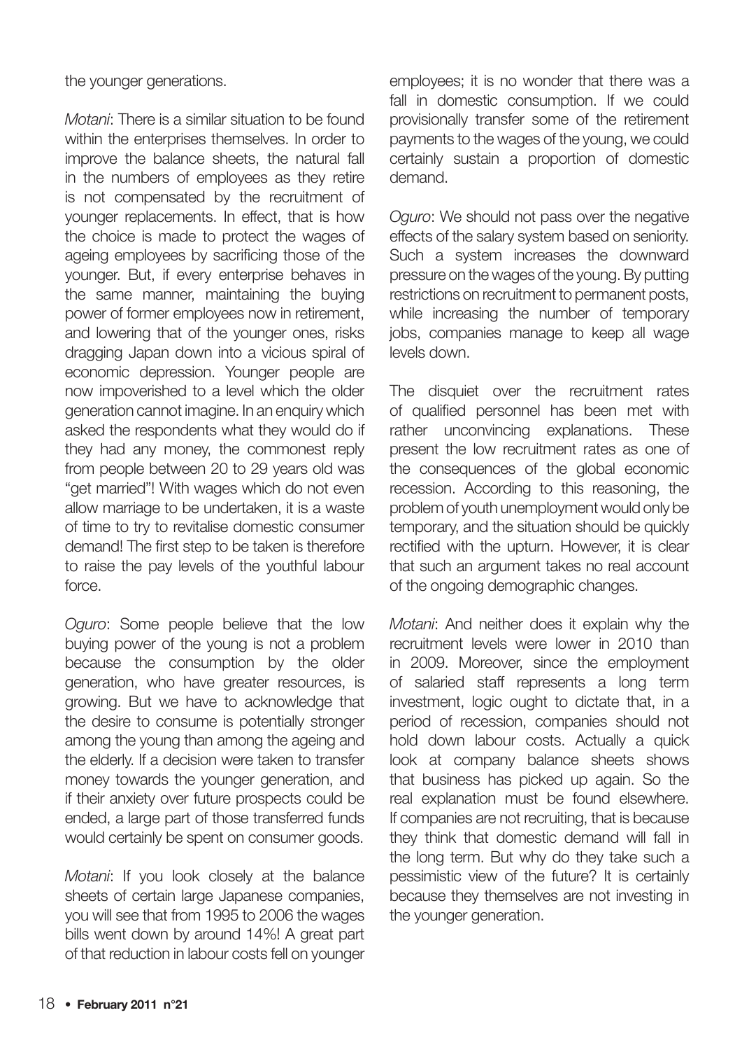the younger generations.

*Motani*: There is a similar situation to be found within the enterprises themselves. In order to improve the balance sheets, the natural fall in the numbers of employees as they retire is not compensated by the recruitment of younger replacements. In effect, that is how the choice is made to protect the wages of ageing employees by sacrificing those of the younger. But, if every enterprise behaves in the same manner, maintaining the buying power of former employees now in retirement, and lowering that of the younger ones, risks dragging Japan down into a vicious spiral of economic depression. Younger people are now impoverished to a level which the older generation cannot imagine. In an enquiry which asked the respondents what they would do if they had any money, the commonest reply from people between 20 to 29 years old was "get married"! With wages which do not even allow marriage to be undertaken, it is a waste of time to try to revitalise domestic consumer demand! The first step to be taken is therefore to raise the pay levels of the youthful labour force.

*Oguro*: Some people believe that the low buying power of the young is not a problem because the consumption by the older generation, who have greater resources, is growing. But we have to acknowledge that the desire to consume is potentially stronger among the young than among the ageing and the elderly. If a decision were taken to transfer money towards the younger generation, and if their anxiety over future prospects could be ended, a large part of those transferred funds would certainly be spent on consumer goods.

*Motani*: If you look closely at the balance sheets of certain large Japanese companies, you will see that from 1995 to 2006 the wages bills went down by around 14%! A great part of that reduction in labour costs fell on younger employees; it is no wonder that there was a fall in domestic consumption. If we could provisionally transfer some of the retirement payments to the wages of the young, we could certainly sustain a proportion of domestic demand.

*Oguro*: We should not pass over the negative effects of the salary system based on seniority. Such a system increases the downward pressure on the wages of the young. By putting restrictions on recruitment to permanent posts, while increasing the number of temporary jobs, companies manage to keep all wage levels down.

The disquiet over the recruitment rates of qualified personnel has been met with rather unconvincing explanations. These present the low recruitment rates as one of the consequences of the global economic recession. According to this reasoning, the problem of youth unemployment would only be temporary, and the situation should be quickly rectified with the upturn. However, it is clear that such an argument takes no real account of the ongoing demographic changes.

*Motani*: And neither does it explain why the recruitment levels were lower in 2010 than in 2009. Moreover, since the employment of salaried staff represents a long term investment, logic ought to dictate that, in a period of recession, companies should not hold down labour costs. Actually a quick look at company balance sheets shows that business has picked up again. So the real explanation must be found elsewhere. If companies are not recruiting, that is because they think that domestic demand will fall in the long term. But why do they take such a pessimistic view of the future? It is certainly because they themselves are not investing in the younger generation.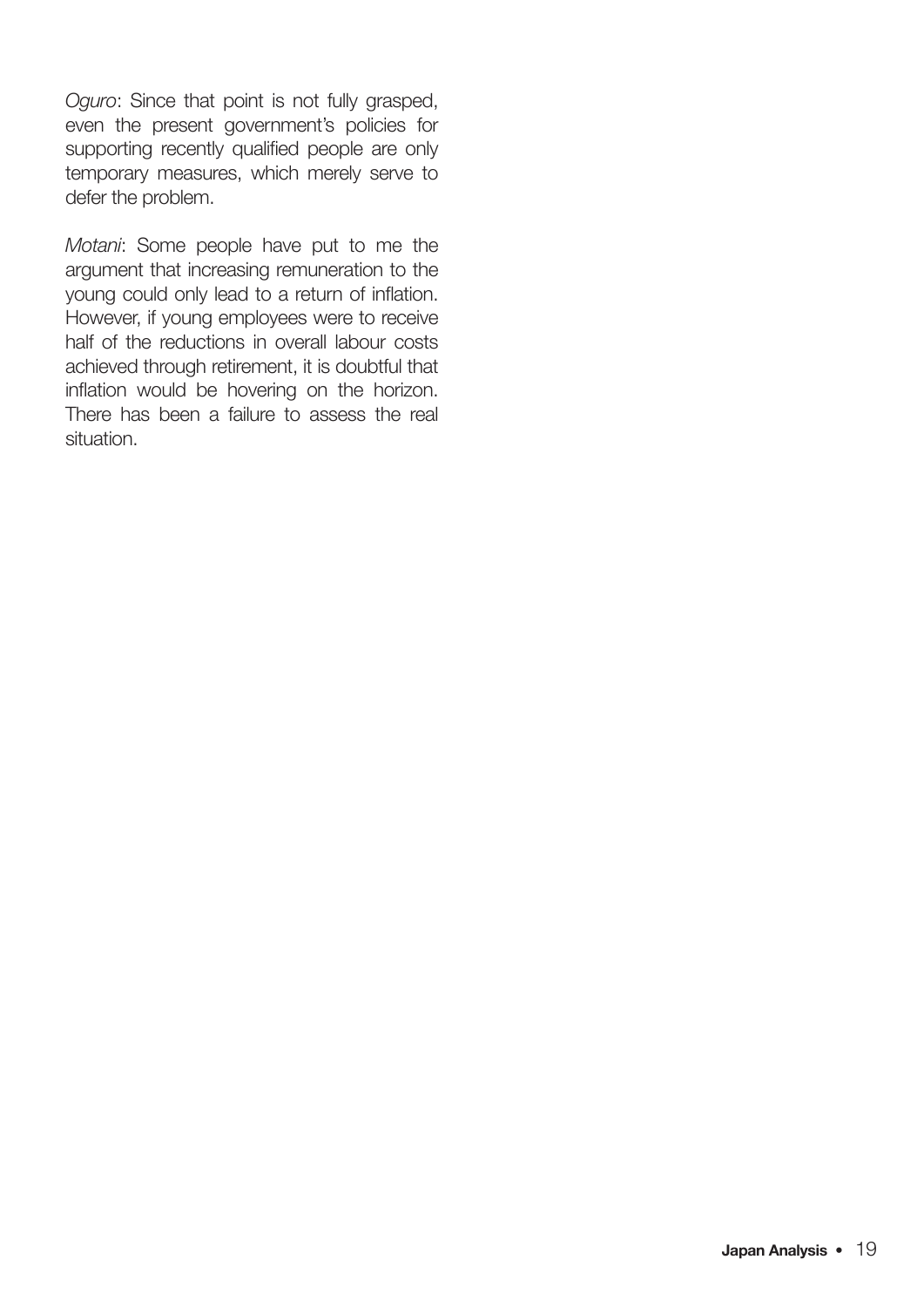*Oguro*: Since that point is not fully grasped, even the present government's policies for supporting recently qualified people are only temporary measures, which merely serve to defer the problem.

*Motani*: Some people have put to me the argument that increasing remuneration to the young could only lead to a return of inflation. However, if young employees were to receive half of the reductions in overall labour costs achieved through retirement, it is doubtful that inflation would be hovering on the horizon. There has been a failure to assess the real situation.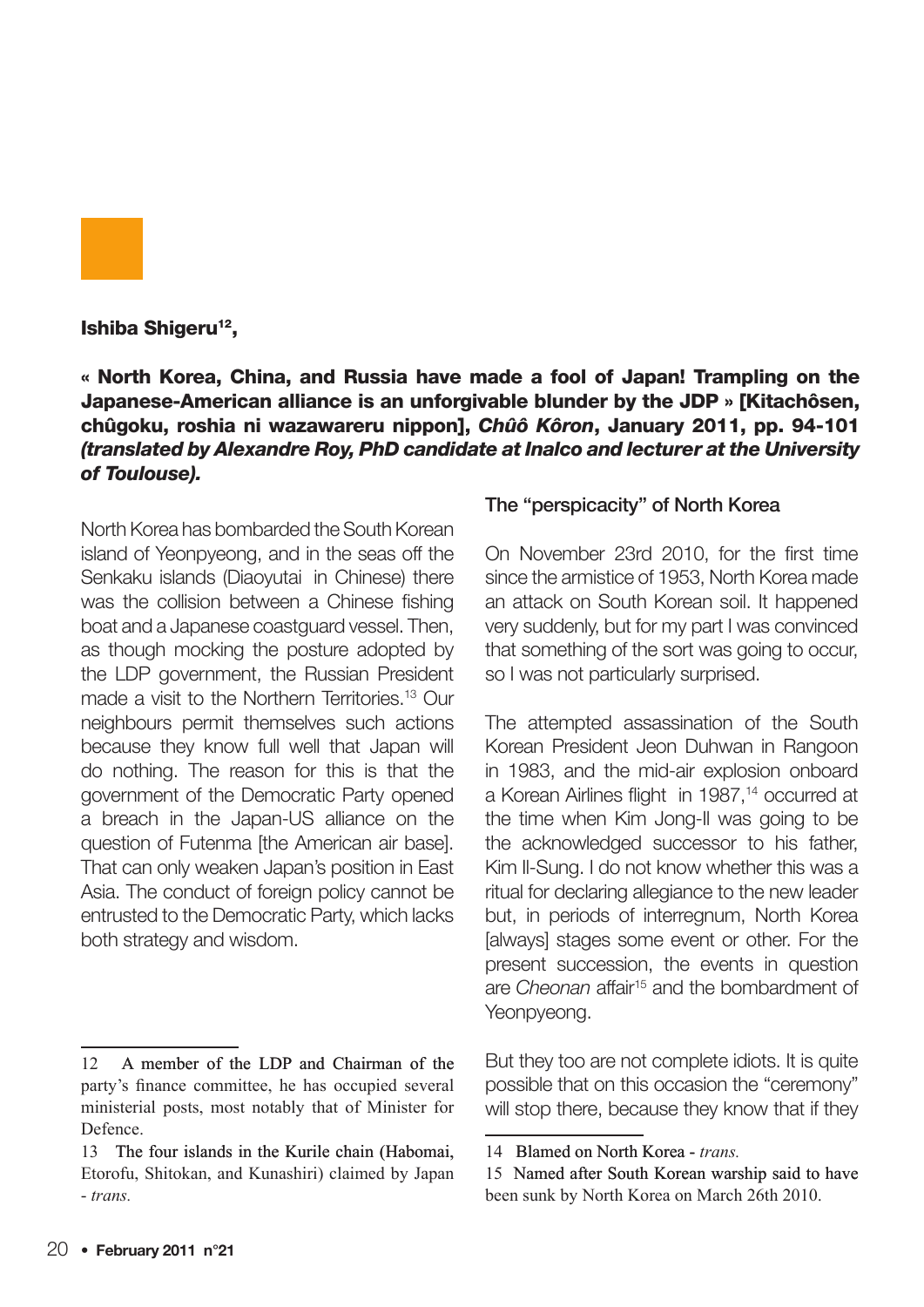**Ishiba Shigeru[12],**

**« North Korea, China, and Russia have made a fool of Japan! Trampling on the Japanese-American alliance is an unforgivable blunder by the JDP » [Kitachôsen, chûgoku, roshia ni wazawareru nippon], *Chûô Kôron*, January 2011, pp. 94-101 *(translated by Alexandre Roy, PhD candidate at Inalco and lecturer at the University of Toulouse).***

North Korea has bombarded the South Korean island of Yeonpyeong, and in the seas off the Senkaku islands (Diaoyutai in Chinese) there was the collision between a Chinese fishing boat and a Japanese coastguard vessel. Then, as though mocking the posture adopted by the LDP government, the Russian President made a visit to the Northern Territories.[13] Our neighbours permit themselves such actions because they know full well that Japan will do nothing. The reason for this is that the government of the Democratic Party opened a breach in the Japan-US alliance on the question of Futenma [the American air base]. That can only weaken Japan's position in East Asia. The conduct of foreign policy cannot be entrusted to the Democratic Party, which lacks both strategy and wisdom.

## The "perspicacity" of North Korea

On November 23rd 2010, for the first time since the armistice of 1953, North Korea made an attack on South Korean soil. It happened very suddenly, but for my part I was convinced that something of the sort was going to occur, so I was not particularly surprised.

The attempted assassination of the South Korean President Jeon Duhwan in Rangoon in 1983, and the mid-air explosion onboard a Korean Airlines flight in 1987,[14] occurred at the time when Kim Jong-Il was going to be the acknowledged successor to his father, Kim Il-Sung. I do not know whether this was a ritual for declaring allegiance to the new leader but, in periods of interregnum, North Korea [always] stages some event or other. For the present succession, the events in question are *Cheonan* affair[15] and the bombardment of Yeonpyeong.

But they too are not complete idiots. It is quite possible that on this occasion the "ceremony" will stop there, because they know that if they

---

12 A member of the LDP and Chairman of the party's finance committee, he has occupied several ministerial posts, most notably that of Minister for Defence.

13 The four islands in the Kurile chain (Habomai, Etorofu, Shitokan, and Kunashiri) claimed by Japan - *trans.*

14 Blamed on North Korea - *trans.*

15 Named after South Korean warship said to have been sunk by North Korea on March 26th 2010.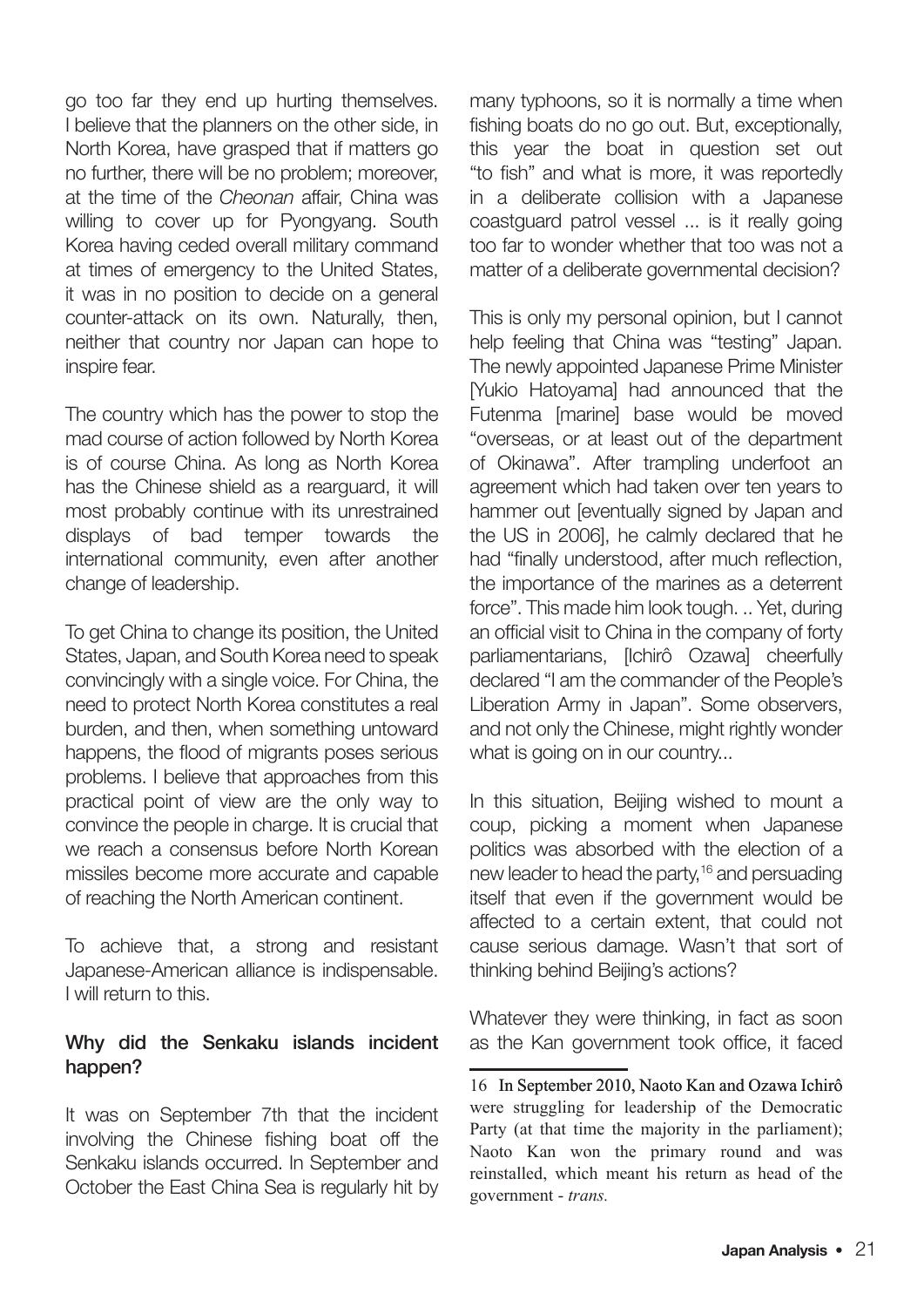go too far they end up hurting themselves. I believe that the planners on the other side, in North Korea, have grasped that if matters go no further, there will be no problem; moreover, at the time of the *Cheonan* affair, China was willing to cover up for Pyongyang. South Korea having ceded overall military command at times of emergency to the United States, it was in no position to decide on a general counter-attack on its own. Naturally, then, neither that country nor Japan can hope to inspire fear.

The country which has the power to stop the mad course of action followed by North Korea is of course China. As long as North Korea has the Chinese shield as a rearguard, it will most probably continue with its unrestrained displays of bad temper towards the international community, even after another change of leadership.

To get China to change its position, the United States, Japan, and South Korea need to speak convincingly with a single voice. For China, the need to protect North Korea constitutes a real burden, and then, when something untoward happens, the flood of migrants poses serious problems. I believe that approaches from this practical point of view are the only way to convince the people in charge. It is crucial that we reach a consensus before North Korean missiles become more accurate and capable of reaching the North American continent.

To achieve that, a strong and resistant Japanese-American alliance is indispensable. I will return to this.

### Why did the Senkaku islands incident happen?

It was on September 7th that the incident involving the Chinese fishing boat off the Senkaku islands occurred. In September and October the East China Sea is regularly hit by many typhoons, so it is normally a time when fishing boats do no go out. But, exceptionally, this year the boat in question set out "to fish" and what is more, it was reportedly in a deliberate collision with a Japanese coastguard patrol vessel ... is it really going too far to wonder whether that too was not a matter of a deliberate governmental decision?

This is only my personal opinion, but I cannot help feeling that China was "testing" Japan. The newly appointed Japanese Prime Minister [Yukio Hatoyama] had announced that the Futenma [marine] base would be moved "overseas, or at least out of the department of Okinawa". After trampling underfoot an agreement which had taken over ten years to hammer out [eventually signed by Japan and the US in 2006], he calmly declared that he had "finally understood, after much reflection, the importance of the marines as a deterrent force". This made him look tough. .. Yet, during an official visit to China in the company of forty parliamentarians, [Ichirô Ozawa] cheerfully declared "I am the commander of the People's Liberation Army in Japan". Some observers, and not only the Chinese, might rightly wonder what is going on in our country...

In this situation, Beijing wished to mount a coup, picking a moment when Japanese politics was absorbed with the election of a new leader to head the party,[16] and persuading itself that even if the government would be affected to a certain extent, that could not cause serious damage. Wasn't that sort of thinking behind Beijing's actions?

Whatever they were thinking, in fact as soon as the Kan government took office, it faced

---

16 In September 2010, Naoto Kan and Ozawa Ichirô were struggling for leadership of the Democratic Party (at that time the majority in the parliament); Naoto Kan won the primary round and was reinstalled, which meant his return as head of the government - *trans.*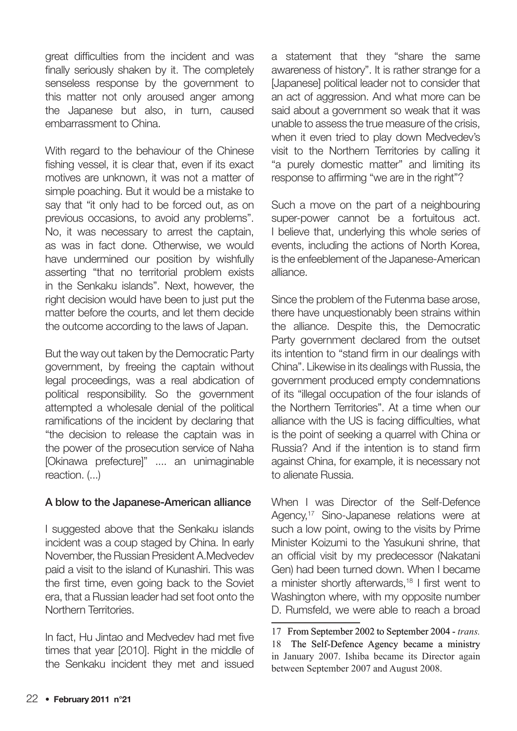great difficulties from the incident and was finally seriously shaken by it. The completely senseless response by the government to this matter not only aroused anger among the Japanese but also, in turn, caused embarrassment to China.

With regard to the behaviour of the Chinese fishing vessel, it is clear that, even if its exact motives are unknown, it was not a matter of simple poaching. But it would be a mistake to say that "it only had to be forced out, as on previous occasions, to avoid any problems". No, it was necessary to arrest the captain, as was in fact done. Otherwise, we would have undermined our position by wishfully asserting "that no territorial problem exists in the Senkaku islands". Next, however, the right decision would have been to just put the matter before the courts, and let them decide the outcome according to the laws of Japan.

But the way out taken by the Democratic Party government, by freeing the captain without legal proceedings, was a real abdication of political responsibility. So the government attempted a wholesale denial of the political ramifications of the incident by declaring that "the decision to release the captain was in the power of the prosecution service of Naha [Okinawa prefecture]" .... an unimaginable reaction. (...)

### A blow to the Japanese-American alliance

I suggested above that the Senkaku islands incident was a coup staged by China. In early November, the Russian President A.Medvedev paid a visit to the island of Kunashiri. This was the first time, even going back to the Soviet era, that a Russian leader had set foot onto the Northern Territories.

In fact, Hu Jintao and Medvedev had met five times that year [2010]. Right in the middle of the Senkaku incident they met and issued a statement that they "share the same awareness of history". It is rather strange for a [Japanese] political leader not to consider that an act of aggression. And what more can be said about a government so weak that it was unable to assess the true measure of the crisis, when it even tried to play down Medvedev's visit to the Northern Territories by calling it "a purely domestic matter" and limiting its response to affirming "we are in the right"?

Such a move on the part of a neighbouring super-power cannot be a fortuitous act. I believe that, underlying this whole series of events, including the actions of North Korea, is the enfeeblement of the Japanese-American alliance.

Since the problem of the Futenma base arose, there have unquestionably been strains within the alliance. Despite this, the Democratic Party government declared from the outset its intention to "stand firm in our dealings with China". Likewise in its dealings with Russia, the government produced empty condemnations of its "illegal occupation of the four islands of the Northern Territories". At a time when our alliance with the US is facing difficulties, what is the point of seeking a quarrel with China or Russia? And if the intention is to stand firm against China, for example, it is necessary not to alienate Russia.

When I was Director of the Self-Defence Agency,[17] Sino-Japanese relations were at such a low point, owing to the visits by Prime Minister Koizumi to the Yasukuni shrine, that an official visit by my predecessor (Nakatani Gen) had been turned down. When I became a minister shortly afterwards,[18] I first went to Washington where, with my opposite number D. Rumsfeld, we were able to reach a broad

17 From September 2002 to September 2004 - *trans.*

18 The Self-Defence Agency became a ministry in January 2007. Ishiba became its Director again between September 2007 and August 2008.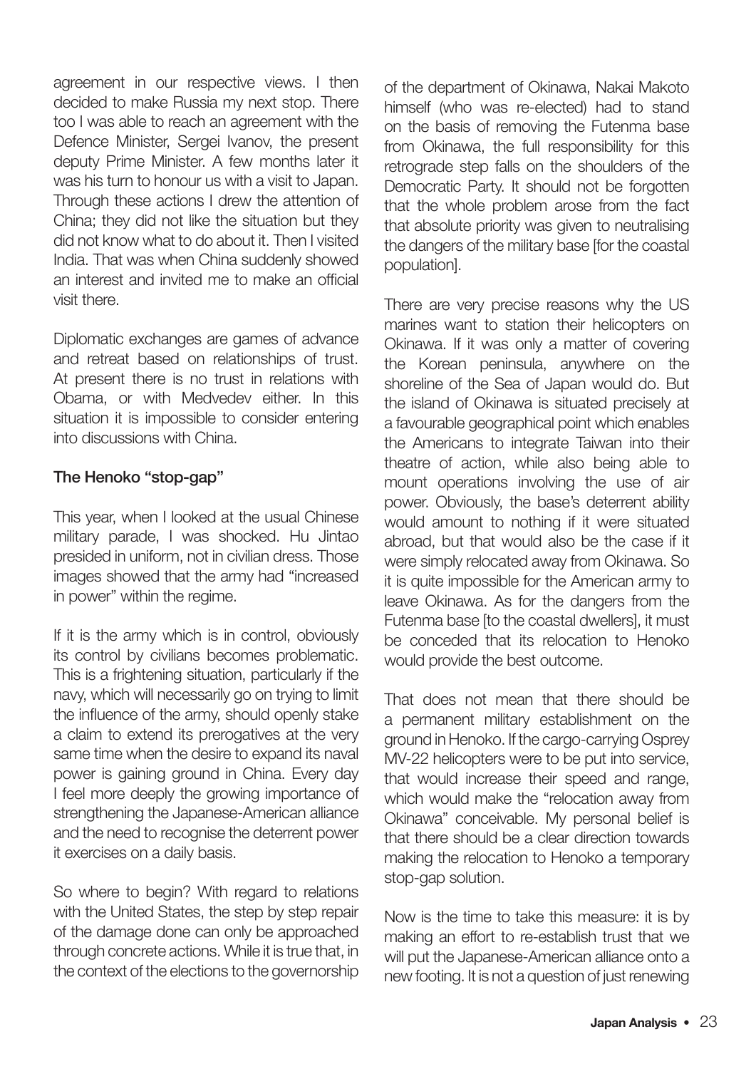agreement in our respective views. I then decided to make Russia my next stop. There too I was able to reach an agreement with the Defence Minister, Sergei Ivanov, the present deputy Prime Minister. A few months later it was his turn to honour us with a visit to Japan. Through these actions I drew the attention of China; they did not like the situation but they did not know what to do about it. Then I visited India. That was when China suddenly showed an interest and invited me to make an official visit there.

Diplomatic exchanges are games of advance and retreat based on relationships of trust. At present there is no trust in relations with Obama, or with Medvedev either. In this situation it is impossible to consider entering into discussions with China.

### The Henoko "stop-gap"

This year, when I looked at the usual Chinese military parade, I was shocked. Hu Jintao presided in uniform, not in civilian dress. Those images showed that the army had "increased in power" within the regime.

If it is the army which is in control, obviously its control by civilians becomes problematic. This is a frightening situation, particularly if the navy, which will necessarily go on trying to limit the influence of the army, should openly stake a claim to extend its prerogatives at the very same time when the desire to expand its naval power is gaining ground in China. Every day I feel more deeply the growing importance of strengthening the Japanese-American alliance and the need to recognise the deterrent power it exercises on a daily basis.

So where to begin? With regard to relations with the United States, the step by step repair of the damage done can only be approached through concrete actions. While it is true that, in the context of the elections to the governorship of the department of Okinawa, Nakai Makoto himself (who was re-elected) had to stand on the basis of removing the Futenma base from Okinawa, the full responsibility for this retrograde step falls on the shoulders of the Democratic Party. It should not be forgotten that the whole problem arose from the fact that absolute priority was given to neutralising the dangers of the military base [for the coastal population].

There are very precise reasons why the US marines want to station their helicopters on Okinawa. If it was only a matter of covering the Korean peninsula, anywhere on the shoreline of the Sea of Japan would do. But the island of Okinawa is situated precisely at a favourable geographical point which enables the Americans to integrate Taiwan into their theatre of action, while also being able to mount operations involving the use of air power. Obviously, the base's deterrent ability would amount to nothing if it were situated abroad, but that would also be the case if it were simply relocated away from Okinawa. So it is quite impossible for the American army to leave Okinawa. As for the dangers from the Futenma base [to the coastal dwellers], it must be conceded that its relocation to Henoko would provide the best outcome.

That does not mean that there should be a permanent military establishment on the ground in Henoko. If the cargo-carrying Osprey MV-22 helicopters were to be put into service, that would increase their speed and range, which would make the "relocation away from Okinawa" conceivable. My personal belief is that there should be a clear direction towards making the relocation to Henoko a temporary stop-gap solution.

Now is the time to take this measure: it is by making an effort to re-establish trust that we will put the Japanese-American alliance onto a new footing. It is not a question of just renewing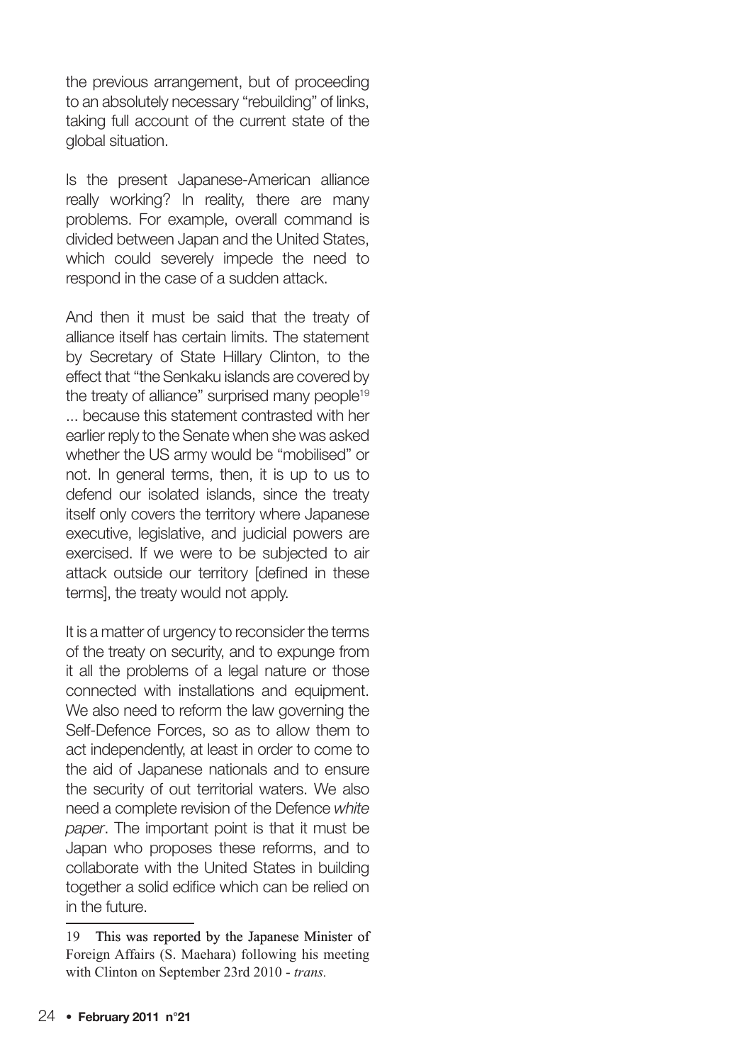the previous arrangement, but of proceeding to an absolutely necessary "rebuilding" of links, taking full account of the current state of the global situation.

Is the present Japanese-American alliance really working? In reality, there are many problems. For example, overall command is divided between Japan and the United States, which could severely impede the need to respond in the case of a sudden attack.

And then it must be said that the treaty of alliance itself has certain limits. The statement by Secretary of State Hillary Clinton, to the effect that "the Senkaku islands are covered by the treaty of alliance" surprised many people[19] ... because this statement contrasted with her earlier reply to the Senate when she was asked whether the US army would be "mobilised" or not. In general terms, then, it is up to us to defend our isolated islands, since the treaty itself only covers the territory where Japanese executive, legislative, and judicial powers are exercised. If we were to be subjected to air attack outside our territory [defined in these terms], the treaty would not apply.

It is a matter of urgency to reconsider the terms of the treaty on security, and to expunge from it all the problems of a legal nature or those connected with installations and equipment. We also need to reform the law governing the Self-Defence Forces, so as to allow them to act independently, at least in order to come to the aid of Japanese nationals and to ensure the security of out territorial waters. We also need a complete revision of the Defence *white paper*. The important point is that it must be Japan who proposes these reforms, and to collaborate with the United States in building together a solid edifice which can be relied on in the future.

---

19 This was reported by the Japanese Minister of Foreign Affairs (S. Maehara) following his meeting with Clinton on September 23rd 2010 - *trans.*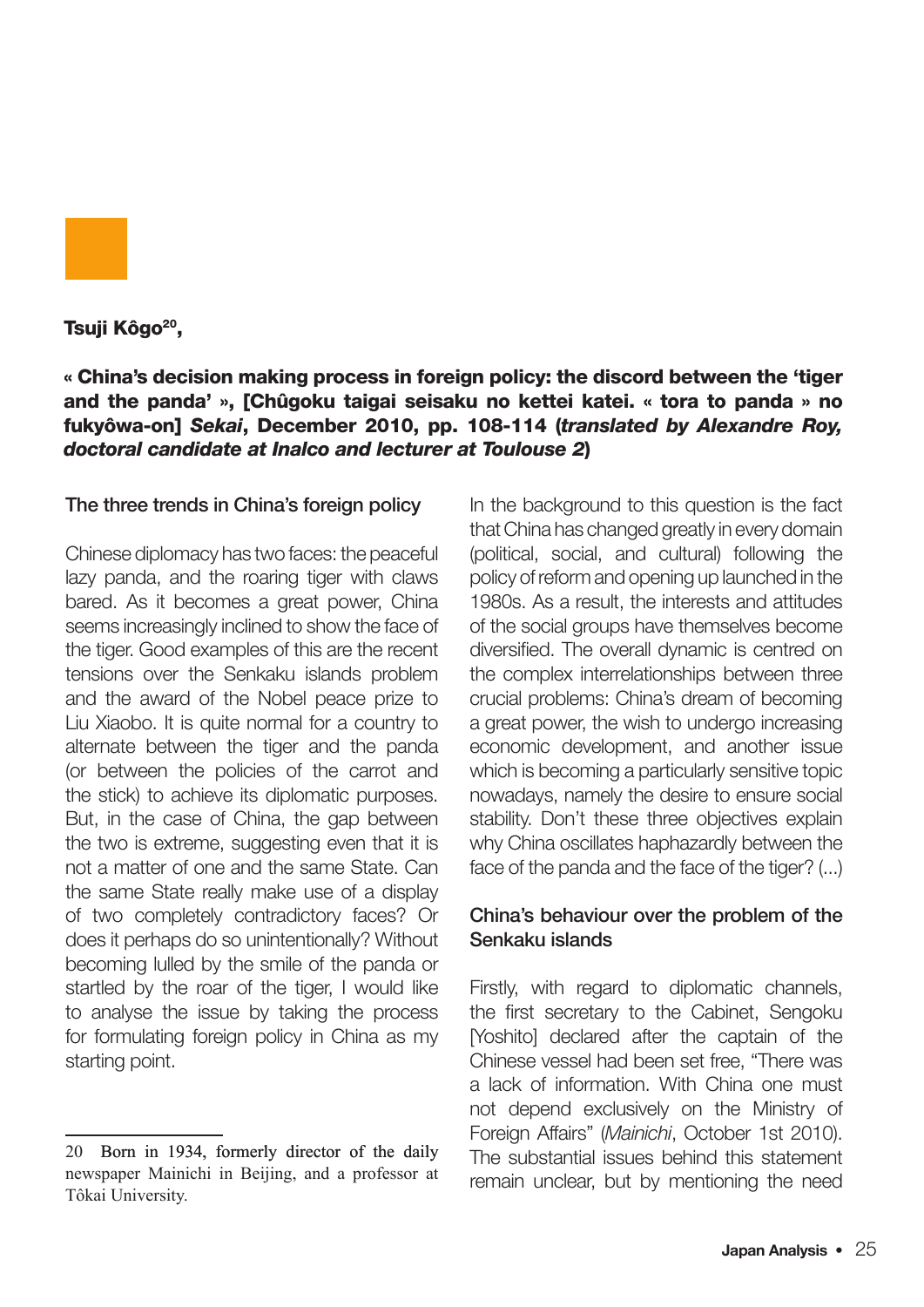**Tsuji Kôgo[20],**

**« China's decision making process in foreign policy: the discord between the 'tiger and the panda' », [Chûgoku taigai seisaku no kettei katei. « tora to panda » no fukyôwa-on] *Sekai*, December 2010, pp. 108-114 (*translated by Alexandre Roy, doctoral candidate at Inalco and lecturer at Toulouse 2*)**

## The three trends in China's foreign policy

Chinese diplomacy has two faces: the peaceful lazy panda, and the roaring tiger with claws bared. As it becomes a great power, China seems increasingly inclined to show the face of the tiger. Good examples of this are the recent tensions over the Senkaku islands problem and the award of the Nobel peace prize to Liu Xiaobo. It is quite normal for a country to alternate between the tiger and the panda (or between the policies of the carrot and the stick) to achieve its diplomatic purposes. But, in the case of China, the gap between the two is extreme, suggesting even that it is not a matter of one and the same State. Can the same State really make use of a display of two completely contradictory faces? Or does it perhaps do so unintentionally? Without becoming lulled by the smile of the panda or startled by the roar of the tiger, I would like to analyse the issue by taking the process for formulating foreign policy in China as my starting point.

In the background to this question is the fact that China has changed greatly in every domain (political, social, and cultural) following the policy of reform and opening up launched in the 1980s. As a result, the interests and attitudes of the social groups have themselves become diversified. The overall dynamic is centred on the complex interrelationships between three crucial problems: China's dream of becoming a great power, the wish to undergo increasing economic development, and another issue which is becoming a particularly sensitive topic nowadays, namely the desire to ensure social stability. Don't these three objectives explain why China oscillates haphazardly between the face of the panda and the face of the tiger? (...)

## China's behaviour over the problem of the Senkaku islands

Firstly, with regard to diplomatic channels, the first secretary to the Cabinet, Sengoku [Yoshito] declared after the captain of the Chinese vessel had been set free, "There was a lack of information. With China one must not depend exclusively on the Ministry of Foreign Affairs" (*Mainichi*, October 1st 2010). The substantial issues behind this statement remain unclear, but by mentioning the need

---

20 Born in 1934, formerly director of the daily newspaper Mainichi in Beijing, and a professor at Tôkai University.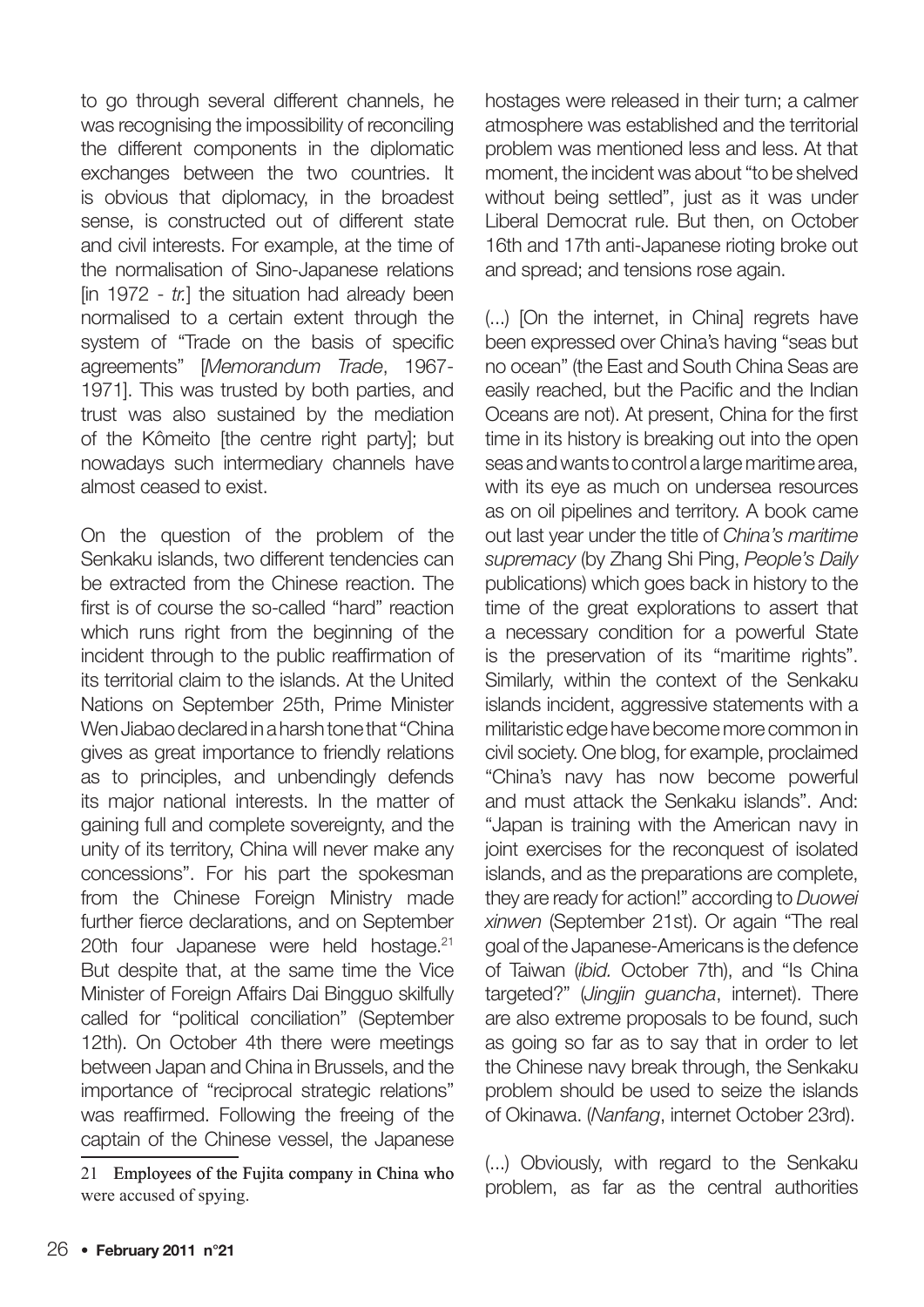to go through several different channels, he was recognising the impossibility of reconciling the different components in the diplomatic exchanges between the two countries. It is obvious that diplomacy, in the broadest sense, is constructed out of different state and civil interests. For example, at the time of the normalisation of Sino-Japanese relations [in 1972 - *tr.*] the situation had already been normalised to a certain extent through the system of "Trade on the basis of specific agreements" [*Memorandum Trade*, 1967-1971]. This was trusted by both parties, and trust was also sustained by the mediation of the Kômeito [the centre right party]; but nowadays such intermediary channels have almost ceased to exist.

On the question of the problem of the Senkaku islands, two different tendencies can be extracted from the Chinese reaction. The first is of course the so-called "hard" reaction which runs right from the beginning of the incident through to the public reaffirmation of its territorial claim to the islands. At the United Nations on September 25th, Prime Minister Wen Jiabao declared in a harsh tone that "China gives as great importance to friendly relations as to principles, and unbendingly defends its major national interests. In the matter of gaining full and complete sovereignty, and the unity of its territory, China will never make any concessions". For his part the spokesman from the Chinese Foreign Ministry made further fierce declarations, and on September 20th four Japanese were held hostage.[21] But despite that, at the same time the Vice Minister of Foreign Affairs Dai Bingguo skilfully called for "political conciliation" (September 12th). On October 4th there were meetings between Japan and China in Brussels, and the importance of "reciprocal strategic relations" was reaffirmed. Following the freeing of the captain of the Chinese vessel, the Japanese hostages were released in their turn; a calmer atmosphere was established and the territorial problem was mentioned less and less. At that moment, the incident was about "to be shelved without being settled", just as it was under Liberal Democrat rule. But then, on October 16th and 17th anti-Japanese rioting broke out and spread; and tensions rose again.

(...) [On the internet, in China] regrets have been expressed over China's having "seas but no ocean" (the East and South China Seas are easily reached, but the Pacific and the Indian Oceans are not). At present, China for the first time in its history is breaking out into the open seas and wants to control a large maritime area, with its eye as much on undersea resources as on oil pipelines and territory. A book came out last year under the title of *China's maritime supremacy* (by Zhang Shi Ping, *People's Daily* publications) which goes back in history to the time of the great explorations to assert that a necessary condition for a powerful State is the preservation of its "maritime rights". Similarly, within the context of the Senkaku islands incident, aggressive statements with a militaristic edge have become more common in civil society. One blog, for example, proclaimed "China's navy has now become powerful and must attack the Senkaku islands". And: "Japan is training with the American navy in joint exercises for the reconquest of isolated islands, and as the preparations are complete, they are ready for action!" according to *Duowei xinwen* (September 21st). Or again "The real goal of the Japanese-Americans is the defence of Taiwan (*ibid.* October 7th), and "Is China targeted?" (*Jingjin guancha*, internet). There are also extreme proposals to be found, such as going so far as to say that in order to let the Chinese navy break through, the Senkaku problem should be used to seize the islands of Okinawa. (*Nanfang*, internet October 23rd).

(...) Obviously, with regard to the Senkaku problem, as far as the central authorities

[21] Employees of the Fujita company in China who were accused of spying.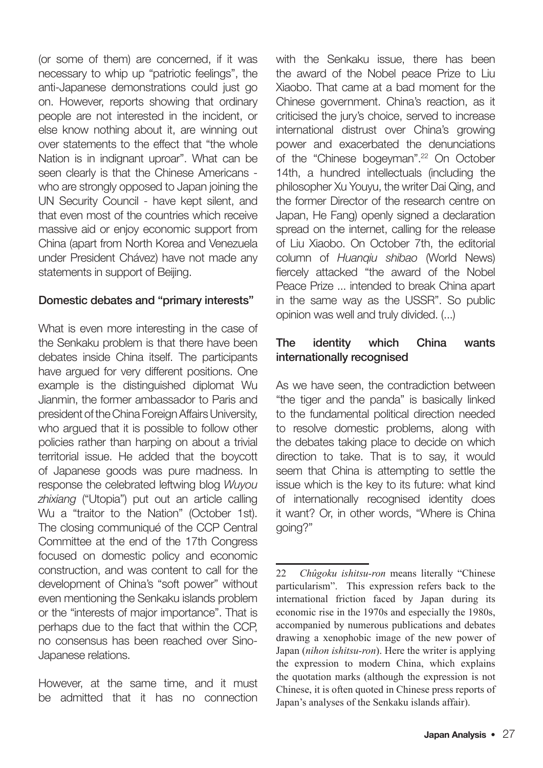(or some of them) are concerned, if it was necessary to whip up "patriotic feelings", the anti-Japanese demonstrations could just go on. However, reports showing that ordinary people are not interested in the incident, or else know nothing about it, are winning out over statements to the effect that "the whole Nation is in indignant uproar". What can be seen clearly is that the Chinese Americans - who are strongly opposed to Japan joining the UN Security Council - have kept silent, and that even most of the countries which receive massive aid or enjoy economic support from China (apart from North Korea and Venezuela under President Chávez) have not made any statements in support of Beijing.

### Domestic debates and "primary interests"

What is even more interesting in the case of the Senkaku problem is that there have been debates inside China itself. The participants have argued for very different positions. One example is the distinguished diplomat Wu Jianmin, the former ambassador to Paris and president of the China Foreign Affairs University, who argued that it is possible to follow other policies rather than harping on about a trivial territorial issue. He added that the boycott of Japanese goods was pure madness. In response the celebrated leftwing blog *Wuyou zhixiang* ("Utopia") put out an article calling Wu a "traitor to the Nation" (October 1st). The closing communiqué of the CCP Central Committee at the end of the 17th Congress focused on domestic policy and economic construction, and was content to call for the development of China's "soft power" without even mentioning the Senkaku islands problem or the "interests of major importance". That is perhaps due to the fact that within the CCP, no consensus has been reached over Sino-Japanese relations.

However, at the same time, and it must be admitted that it has no connection with the Senkaku issue, there has been the award of the Nobel peace Prize to Liu Xiaobo. That came at a bad moment for the Chinese government. China's reaction, as it criticised the jury's choice, served to increase international distrust over China's growing power and exacerbated the denunciations of the "Chinese bogeyman".[22] On October 14th, a hundred intellectuals (including the philosopher Xu Youyu, the writer Dai Qing, and the former Director of the research centre on Japan, He Fang) openly signed a declaration spread on the internet, calling for the release of Liu Xiaobo. On October 7th, the editorial column of *Huanqiu shibao* (World News) fiercely attacked "the award of the Nobel Peace Prize ... intended to break China apart in the same way as the USSR". So public opinion was well and truly divided. (...)

### The identity which China wants internationally recognised

As we have seen, the contradiction between "the tiger and the panda" is basically linked to the fundamental political direction needed to resolve domestic problems, along with the debates taking place to decide on which direction to take. That is to say, it would seem that China is attempting to settle the issue which is the key to its future: what kind of internationally recognised identity does it want? Or, in other words, "Where is China going?"

---

22 *Chûgoku ishitsu-ron* means literally "Chinese particularism". This expression refers back to the international friction faced by Japan during its economic rise in the 1970s and especially the 1980s, accompanied by numerous publications and debates drawing a xenophobic image of the new power of Japan (*nihon ishitsu-ron*). Here the writer is applying the expression to modern China, which explains the quotation marks (although the expression is not Chinese, it is often quoted in Chinese press reports of Japan's analyses of the Senkaku islands affair).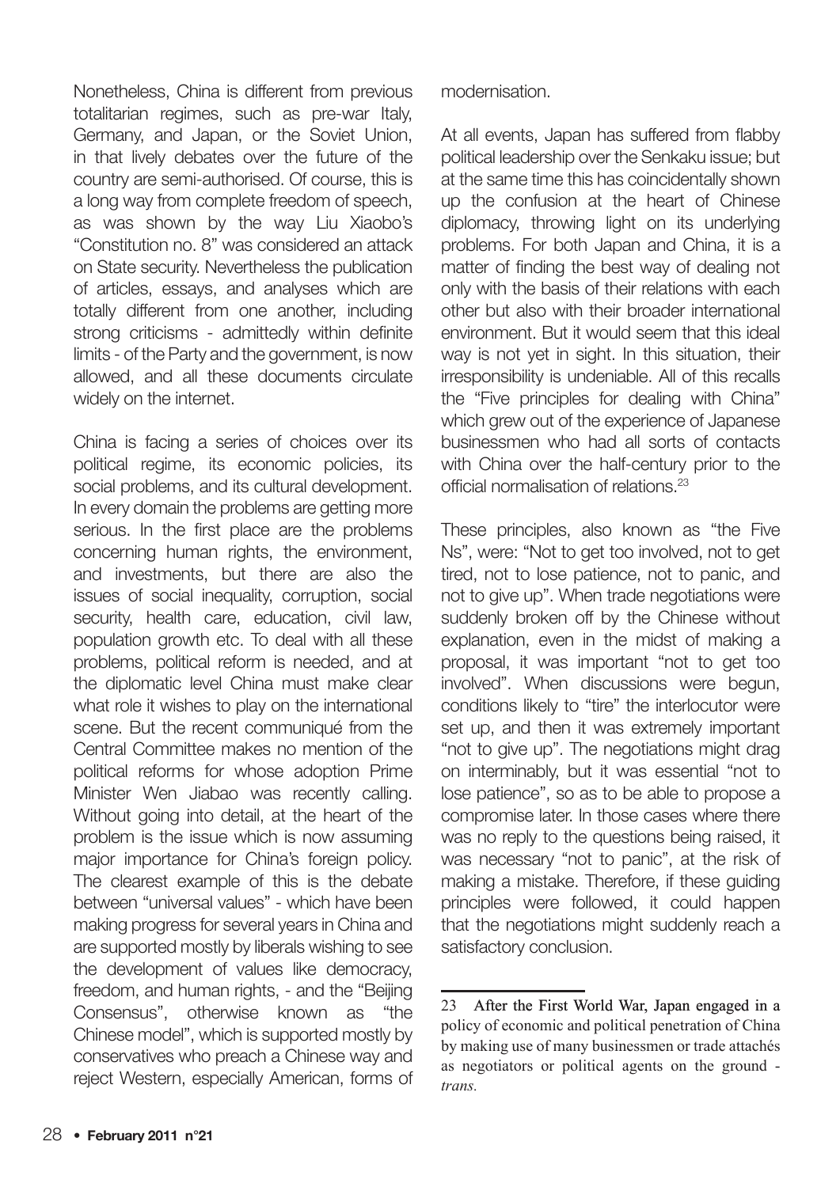Nonetheless, China is different from previous totalitarian regimes, such as pre-war Italy, Germany, and Japan, or the Soviet Union, in that lively debates over the future of the country are semi-authorised. Of course, this is a long way from complete freedom of speech, as was shown by the way Liu Xiaobo's "Constitution no. 8" was considered an attack on State security. Nevertheless the publication of articles, essays, and analyses which are totally different from one another, including strong criticisms - admittedly within definite limits - of the Party and the government, is now allowed, and all these documents circulate widely on the internet.

China is facing a series of choices over its political regime, its economic policies, its social problems, and its cultural development. In every domain the problems are getting more serious. In the first place are the problems concerning human rights, the environment, and investments, but there are also the issues of social inequality, corruption, social security, health care, education, civil law, population growth etc. To deal with all these problems, political reform is needed, and at the diplomatic level China must make clear what role it wishes to play on the international scene. But the recent communiqué from the Central Committee makes no mention of the political reforms for whose adoption Prime Minister Wen Jiabao was recently calling. Without going into detail, at the heart of the problem is the issue which is now assuming major importance for China's foreign policy. The clearest example of this is the debate between "universal values" - which have been making progress for several years in China and are supported mostly by liberals wishing to see the development of values like democracy, freedom, and human rights, - and the "Beijing Consensus", otherwise known as "the Chinese model", which is supported mostly by conservatives who preach a Chinese way and reject Western, especially American, forms of modernisation.

At all events, Japan has suffered from flabby political leadership over the Senkaku issue; but at the same time this has coincidentally shown up the confusion at the heart of Chinese diplomacy, throwing light on its underlying problems. For both Japan and China, it is a matter of finding the best way of dealing not only with the basis of their relations with each other but also with their broader international environment. But it would seem that this ideal way is not yet in sight. In this situation, their irresponsibility is undeniable. All of this recalls the "Five principles for dealing with China" which grew out of the experience of Japanese businessmen who had all sorts of contacts with China over the half-century prior to the official normalisation of relations.[23]

These principles, also known as "the Five Ns", were: "Not to get too involved, not to get tired, not to lose patience, not to panic, and not to give up". When trade negotiations were suddenly broken off by the Chinese without explanation, even in the midst of making a proposal, it was important "not to get too involved". When discussions were begun, conditions likely to "tire" the interlocutor were set up, and then it was extremely important "not to give up". The negotiations might drag on interminably, but it was essential "not to lose patience", so as to be able to propose a compromise later. In those cases where there was no reply to the questions being raised, it was necessary "not to panic", at the risk of making a mistake. Therefore, if these guiding principles were followed, it could happen that the negotiations might suddenly reach a satisfactory conclusion.

---

23 After the First World War, Japan engaged in a policy of economic and political penetration of China by making use of many businessmen or trade attachés as negotiators or political agents on the ground - *trans.*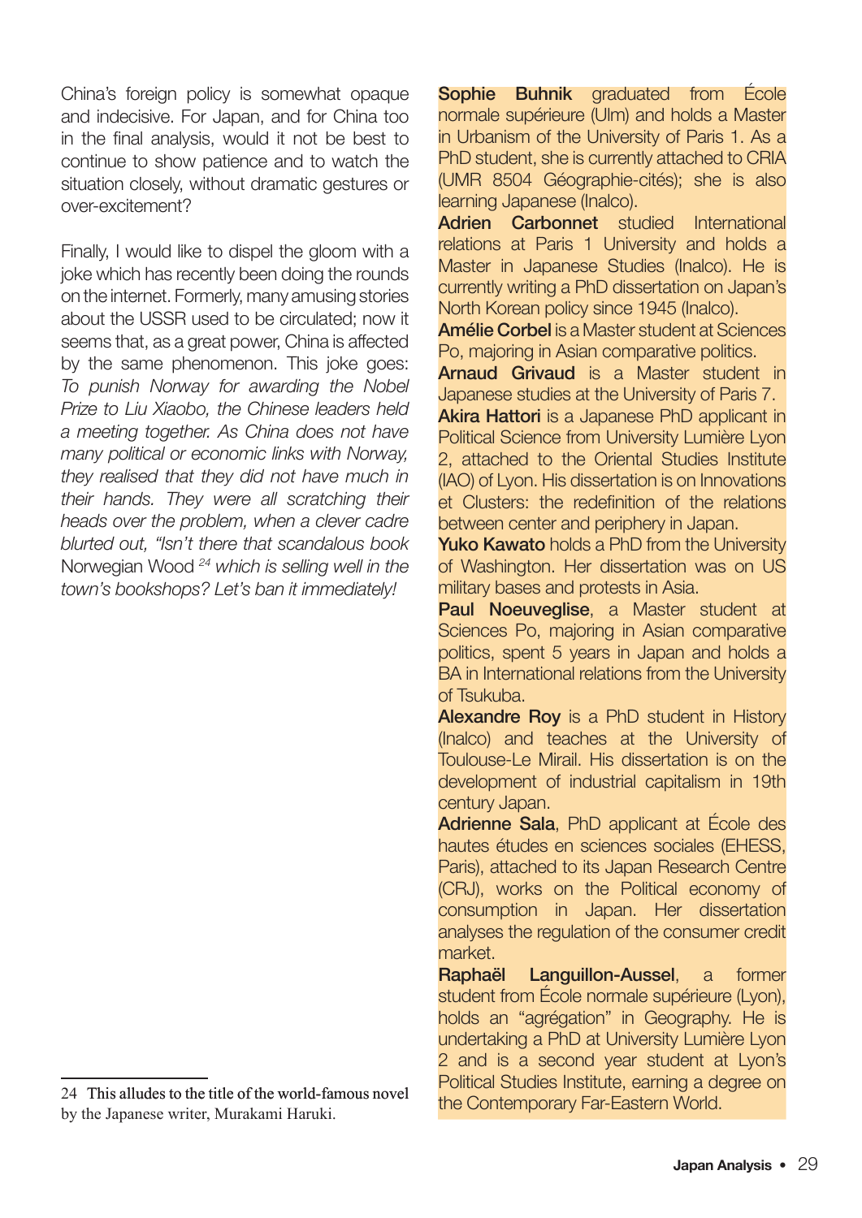China's foreign policy is somewhat opaque and indecisive. For Japan, and for China too in the final analysis, would it not be best to continue to show patience and to watch the situation closely, without dramatic gestures or over-excitement?

Finally, I would like to dispel the gloom with a joke which has recently been doing the rounds on the internet. Formerly, many amusing stories about the USSR used to be circulated; now it seems that, as a great power, China is affected by the same phenomenon. This joke goes: *To punish Norway for awarding the Nobel Prize to Liu Xiaobo, the Chinese leaders held a meeting together. As China does not have many political or economic links with Norway, they realised that they did not have much in their hands. They were all scratching their heads over the problem, when a clever cadre blurted out, "Isn't there that scandalous book* Norwegian Wood [24] *which is selling well in the town's bookshops? Let's ban it immediately!*

24 This alludes to the title of the world-famous novel by the Japanese writer, Murakami Haruki.

**Sophie Buhnik** graduated from École normale supérieure (Ulm) and holds a Master in Urbanism of the University of Paris 1. As a PhD student, she is currently attached to CRIA (UMR 8504 Géographie-cités); she is also learning Japanese (Inalco).

**Adrien Carbonnet** studied International relations at Paris 1 University and holds a Master in Japanese Studies (Inalco). He is currently writing a PhD dissertation on Japan's North Korean policy since 1945 (Inalco).

**Amélie Corbel** is a Master student at Sciences Po, majoring in Asian comparative politics.

**Arnaud Grivaud** is a Master student in Japanese studies at the University of Paris 7.

**Akira Hattori** is a Japanese PhD applicant in Political Science from University Lumière Lyon 2, attached to the Oriental Studies Institute (IAO) of Lyon. His dissertation is on Innovations et Clusters: the redefinition of the relations between center and periphery in Japan.

**Yuko Kawato** holds a PhD from the University of Washington. Her dissertation was on US military bases and protests in Asia.

**Paul Noeuveglise**, a Master student at Sciences Po, majoring in Asian comparative politics, spent 5 years in Japan and holds a BA in International relations from the University of Tsukuba.

**Alexandre Roy** is a PhD student in History (Inalco) and teaches at the University of Toulouse-Le Mirail. His dissertation is on the development of industrial capitalism in 19th century Japan.

**Adrienne Sala**, PhD applicant at École des hautes études en sciences sociales (EHESS, Paris), attached to its Japan Research Centre (CRJ), works on the Political economy of consumption in Japan. Her dissertation analyses the regulation of the consumer credit market.

**Raphaël Languillon-Aussel**, a former student from École normale supérieure (Lyon), holds an "agrégation" in Geography. He is undertaking a PhD at University Lumière Lyon 2 and is a second year student at Lyon's Political Studies Institute, earning a degree on the Contemporary Far-Eastern World.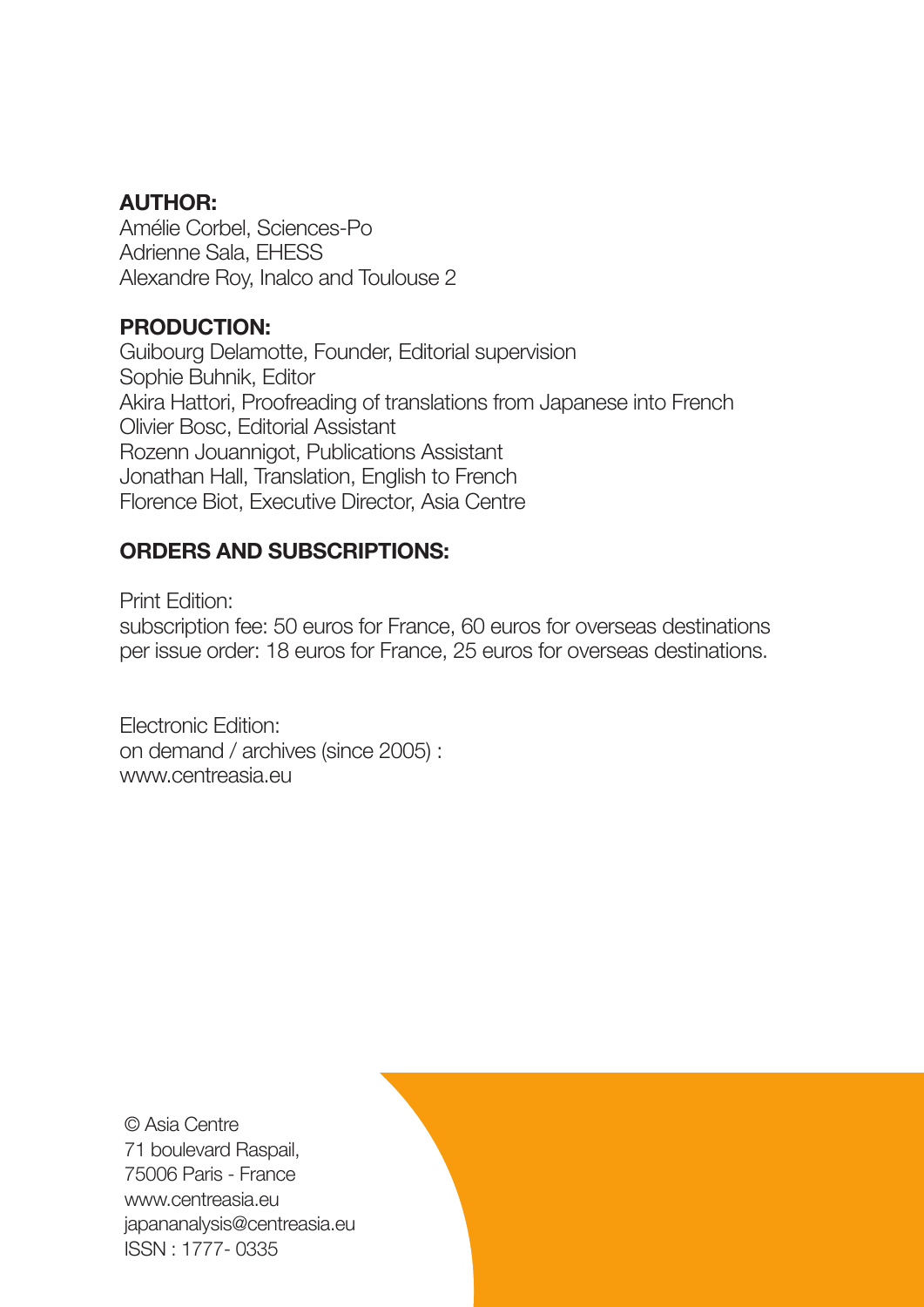**AUTHOR:**
Amélie Corbel, Sciences-Po
Adrienne Sala, EHESS
Alexandre Roy, Inalco and Toulouse 2

**PRODUCTION:**
Guibourg Delamotte, Founder, Editorial supervision
Sophie Buhnik, Editor
Akira Hattori, Proofreading of translations from Japanese into French
Olivier Bosc, Editorial Assistant
Rozenn Jouannigot, Publications Assistant
Jonathan Hall, Translation, English to French
Florence Biot, Executive Director, Asia Centre

**ORDERS AND SUBSCRIPTIONS:**

Print Edition:
subscription fee: 50 euros for France, 60 euros for overseas destinations
per issue order: 18 euros for France, 25 euros for overseas destinations.

Electronic Edition:
on demand / archives (since 2005) :
www.centreasia.eu

© Asia Centre
71 boulevard Raspail,
75006 Paris - France
www.centreasia.eu
japananalysis@centreasia.eu
ISSN : 1777- 0335